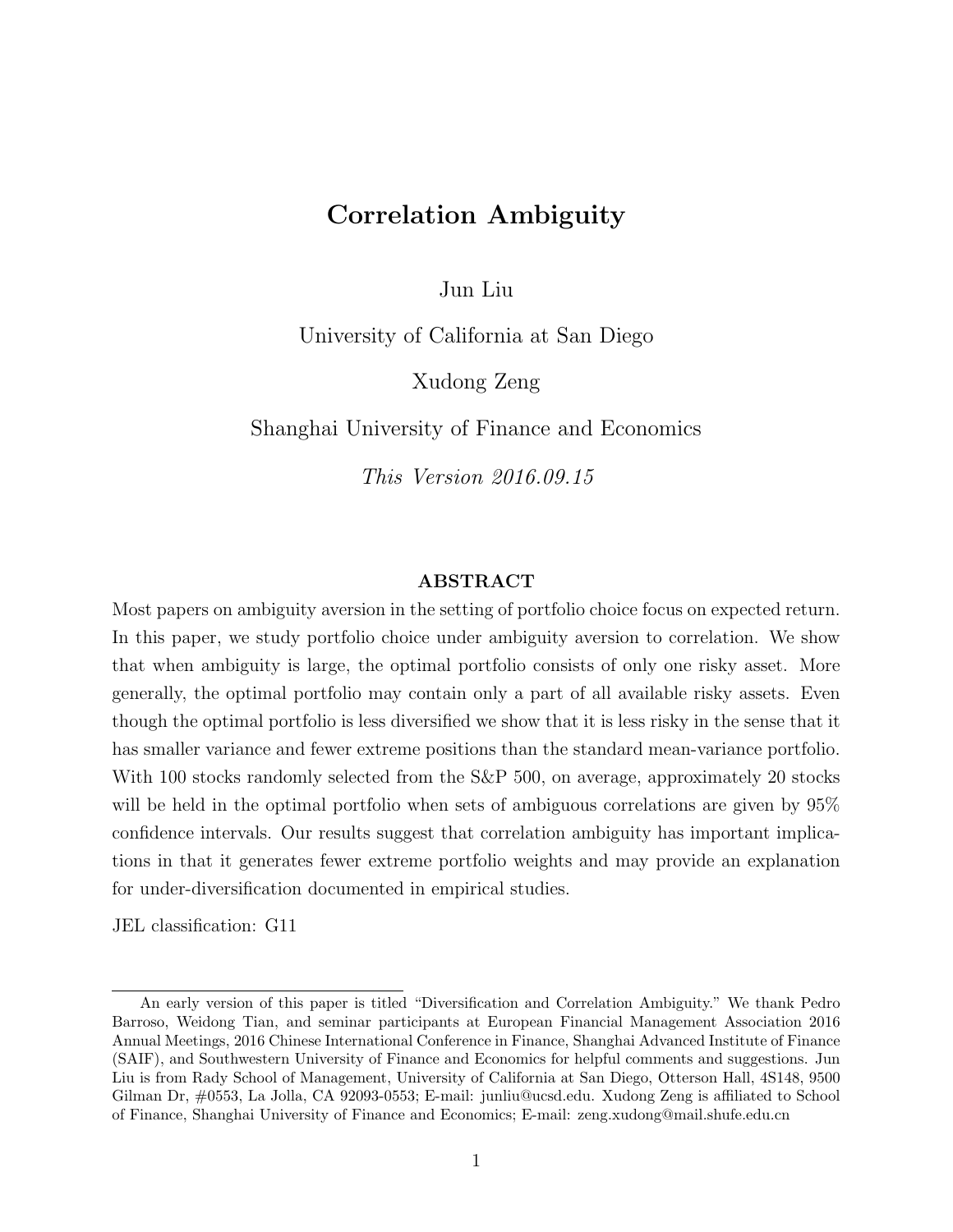# Correlation Ambiguity

Jun Liu

University of California at San Diego

Xudong Zeng

Shanghai University of Finance and Economics

*This Version 2016.09.15*

## ABSTRACT

Most papers on ambiguity aversion in the setting of portfolio choice focus on expected return. In this paper, we study portfolio choice under ambiguity aversion to correlation. We show that when ambiguity is large, the optimal portfolio consists of only one risky asset. More generally, the optimal portfolio may contain only a part of all available risky assets. Even though the optimal portfolio is less diversified we show that it is less risky in the sense that it has smaller variance and fewer extreme positions than the standard mean-variance portfolio. With 100 stocks randomly selected from the S&P 500, on average, approximately 20 stocks will be held in the optimal portfolio when sets of ambiguous correlations are given by 95% confidence intervals. Our results suggest that correlation ambiguity has important implications in that it generates fewer extreme portfolio weights and may provide an explanation for under-diversification documented in empirical studies.

JEL classification: G11

---

An early version of this paper is titled "Diversification and Correlation Ambiguity." We thank Pedro Barroso, Weidong Tian, and seminar participants at European Financial Management Association 2016 Annual Meetings, 2016 Chinese International Conference in Finance, Shanghai Advanced Institute of Finance (SAIF), and Southwestern University of Finance and Economics for helpful comments and suggestions. Jun Liu is from Rady School of Management, University of California at San Diego, Otterson Hall, 4S148, 9500 Gilman Dr, #0553, La Jolla, CA 92093-0553; E-mail: junliu@ucsd.edu. Xudong Zeng is affiliated to School of Finance, Shanghai University of Finance and Economics; E-mail: zeng.xudong@mail.shufe.edu.cn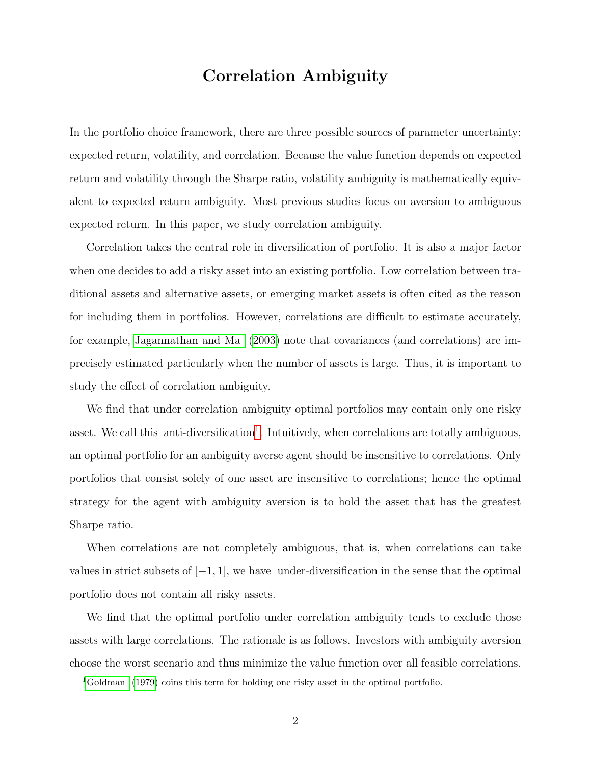# Correlation Ambiguity

In the portfolio choice framework, there are three possible sources of parameter uncertainty: expected return, volatility, and correlation. Because the value function depends on expected return and volatility through the Sharpe ratio, volatility ambiguity is mathematically equivalent to expected return ambiguity. Most previous studies focus on aversion to ambiguous expected return. In this paper, we study correlation ambiguity.

Correlation takes the central role in diversification of portfolio. It is also a major factor when one decides to add a risky asset into an existing portfolio. Low correlation between traditional assets and alternative assets, or emerging market assets is often cited as the reason for including them in portfolios. However, correlations are difficult to estimate accurately, for example, Jagannathan and Ma (2003) note that covariances (and correlations) are imprecisely estimated particularly when the number of assets is large. Thus, it is important to study the effect of correlation ambiguity.

We find that under correlation ambiguity optimal portfolios may contain only one risky asset. We call this anti-diversification[1]. Intuitively, when correlations are totally ambiguous, an optimal portfolio for an ambiguity averse agent should be insensitive to correlations. Only portfolios that consist solely of one asset are insensitive to correlations; hence the optimal strategy for the agent with ambiguity aversion is to hold the asset that has the greatest Sharpe ratio.

When correlations are not completely ambiguous, that is, when correlations can take values in strict subsets of $[-1, 1]$, we have under-diversification in the sense that the optimal portfolio does not contain all risky assets.

We find that the optimal portfolio under correlation ambiguity tends to exclude those assets with large correlations. The rationale is as follows. Investors with ambiguity aversion choose the worst scenario and thus minimize the value function over all feasible correlations.

[1] Goldman (1979) coins this term for holding one risky asset in the optimal portfolio.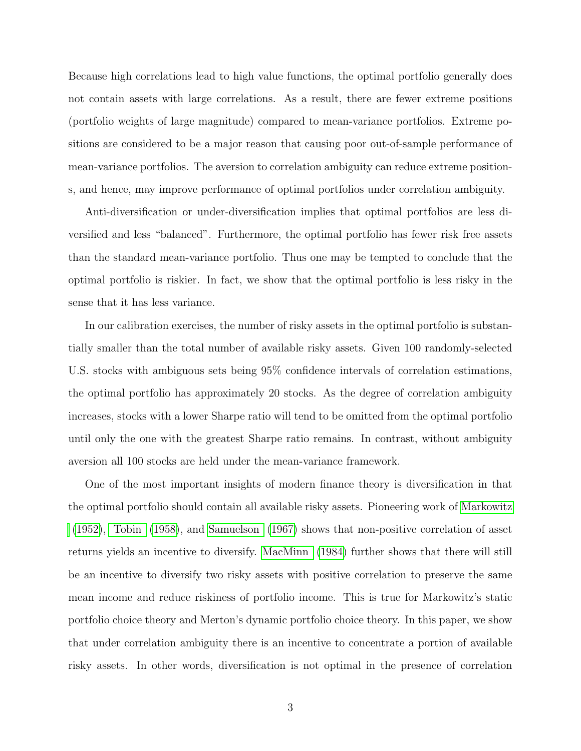Because high correlations lead to high value functions, the optimal portfolio generally does not contain assets with large correlations. As a result, there are fewer extreme positions (portfolio weights of large magnitude) compared to mean-variance portfolios. Extreme positions are considered to be a major reason that causing poor out-of-sample performance of mean-variance portfolios. The aversion to correlation ambiguity can reduce extreme positions, and hence, may improve performance of optimal portfolios under correlation ambiguity.

Anti-diversification or under-diversification implies that optimal portfolios are less diversified and less "balanced". Furthermore, the optimal portfolio has fewer risk free assets than the standard mean-variance portfolio. Thus one may be tempted to conclude that the optimal portfolio is riskier. In fact, we show that the optimal portfolio is less risky in the sense that it has less variance.

In our calibration exercises, the number of risky assets in the optimal portfolio is substantially smaller than the total number of available risky assets. Given 100 randomly-selected U.S. stocks with ambiguous sets being 95% confidence intervals of correlation estimations, the optimal portfolio has approximately 20 stocks. As the degree of correlation ambiguity increases, stocks with a lower Sharpe ratio will tend to be omitted from the optimal portfolio until only the one with the greatest Sharpe ratio remains. In contrast, without ambiguity aversion all 100 stocks are held under the mean-variance framework.

One of the most important insights of modern finance theory is diversification in that the optimal portfolio should contain all available risky assets. Pioneering work of Markowitz (1952), Tobin (1958), and Samuelson (1967) shows that non-positive correlation of asset returns yields an incentive to diversify. MacMinn (1984) further shows that there will still be an incentive to diversify two risky assets with positive correlation to preserve the same mean income and reduce riskiness of portfolio income. This is true for Markowitz's static portfolio choice theory and Merton's dynamic portfolio choice theory. In this paper, we show that under correlation ambiguity there is an incentive to concentrate a portion of available risky assets. In other words, diversification is not optimal in the presence of correlation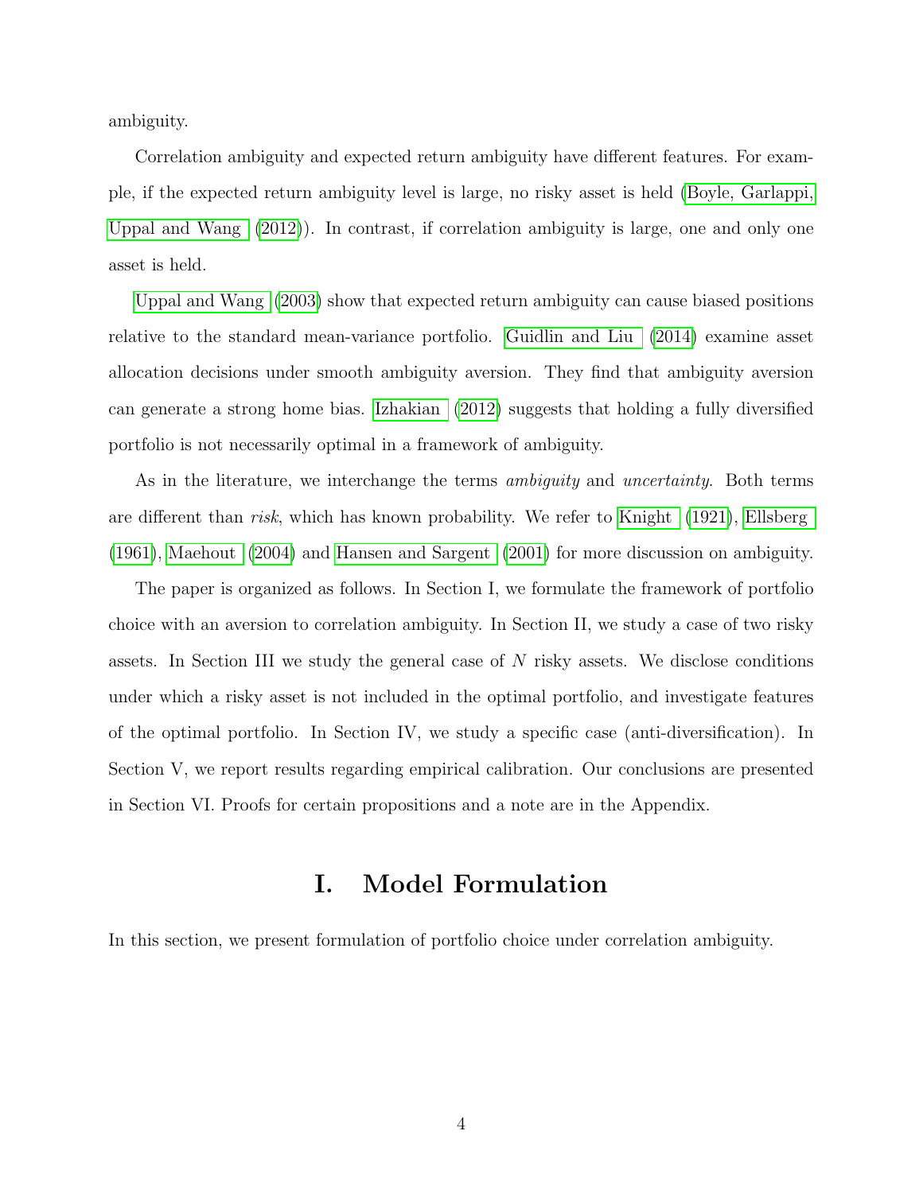ambiguity.

Correlation ambiguity and expected return ambiguity have different features. For example, if the expected return ambiguity level is large, no risky asset is held (Boyle, Garlappi, Uppal and Wang (2012)). In contrast, if correlation ambiguity is large, one and only one asset is held.

Uppal and Wang (2003) show that expected return ambiguity can cause biased positions relative to the standard mean-variance portfolio. Guidlin and Liu (2014) examine asset allocation decisions under smooth ambiguity aversion. They find that ambiguity aversion can generate a strong home bias. Izhakian (2012) suggests that holding a fully diversified portfolio is not necessarily optimal in a framework of ambiguity.

As in the literature, we interchange the terms *ambiguity* and *uncertainty*. Both terms are different than *risk*, which has known probability. We refer to Knight (1921), Ellsberg (1961), Maehout (2004) and Hansen and Sargent (2001) for more discussion on ambiguity.

The paper is organized as follows. In Section I, we formulate the framework of portfolio choice with an aversion to correlation ambiguity. In Section II, we study a case of two risky assets. In Section III we study the general case of $N$ risky assets. We disclose conditions under which a risky asset is not included in the optimal portfolio, and investigate features of the optimal portfolio. In Section IV, we study a specific case (anti-diversification). In Section V, we report results regarding empirical calibration. Our conclusions are presented in Section VI. Proofs for certain propositions and a note are in the Appendix.

# I. Model Formulation

In this section, we present formulation of portfolio choice under correlation ambiguity.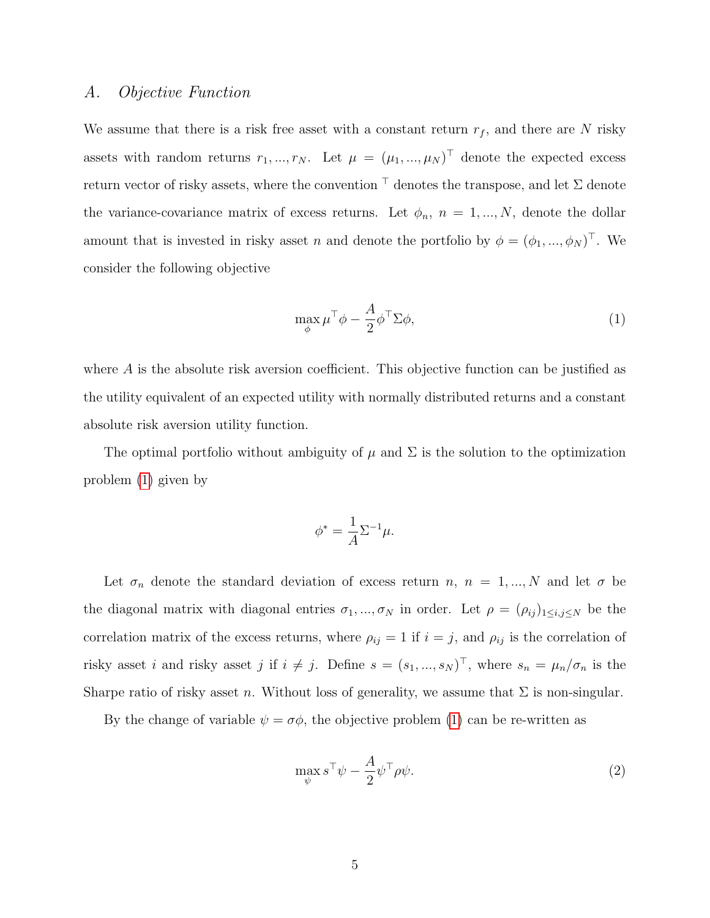### *A. Objective Function*

We assume that there is a risk free asset with a constant return $r_f$, and there are $N$ risky assets with random returns $r_1, ..., r_N$. Let $\mu = (\mu_1, ..., \mu_N)^\top$ denote the expected excess return vector of risky assets, where the convention $^\top$ denotes the transpose, and let $\Sigma$ denote the variance-covariance matrix of excess returns. Let $\phi_n$, $n = 1, ..., N$, denote the dollar amount that is invested in risky asset $n$ and denote the portfolio by $\phi = (\phi_1, ..., \phi_N)^\top$. We consider the following objective

$$\max_{\phi} \mu^\top \phi - \frac{A}{2} \phi^\top \Sigma \phi, \tag{1}$$

where $A$ is the absolute risk aversion coefficient. This objective function can be justified as the utility equivalent of an expected utility with normally distributed returns and a constant absolute risk aversion utility function.

The optimal portfolio without ambiguity of $\mu$ and $\Sigma$ is the solution to the optimization problem (1) given by

$$\phi^* = \frac{1}{A} \Sigma^{-1} \mu.$$

Let $\sigma_n$ denote the standard deviation of excess return $n$, $n = 1, ..., N$ and let $\sigma$ be the diagonal matrix with diagonal entries $\sigma_1, ..., \sigma_N$ in order. Let $\rho = (\rho_{ij})_{1 \le i,j \le N}$ be the correlation matrix of the excess returns, where $\rho_{ij} = 1$ if $i = j$, and $\rho_{ij}$ is the correlation of risky asset $i$ and risky asset $j$ if $i \neq j$. Define $s = (s_1, ..., s_N)^\top$, where $s_n = \mu_n / \sigma_n$ is the Sharpe ratio of risky asset $n$. Without loss of generality, we assume that $\Sigma$ is non-singular.

By the change of variable $\psi = \sigma \phi$, the objective problem (1) can be re-written as

$$\max_{\psi} s^\top \psi - \frac{A}{2} \psi^\top \rho \psi. \tag{2}$$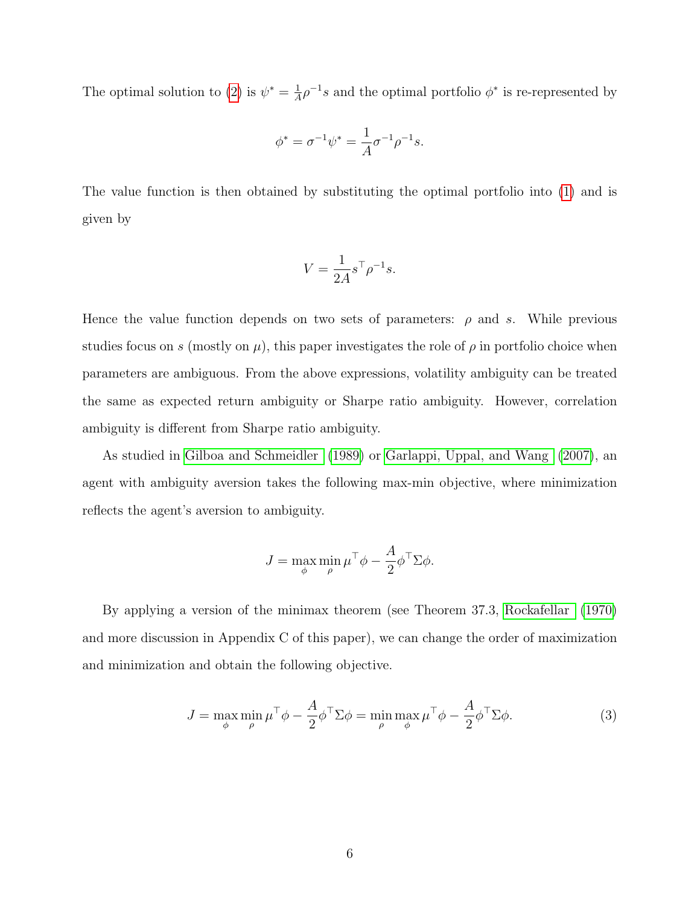The optimal solution to (2) is $\psi^* = \frac{1}{A}\rho^{-1}s$ and the optimal portfolio $\phi^*$ is re-represented by

$$\phi^* = \sigma^{-1}\psi^* = \frac{1}{A}\sigma^{-1}\rho^{-1}s.$$

The value function is then obtained by substituting the optimal portfolio into (1) and is given by

$$V = \frac{1}{2A}s^\top \rho^{-1}s.$$

Hence the value function depends on two sets of parameters: $\rho$ and $s$. While previous studies focus on $s$ (mostly on $\mu$), this paper investigates the role of $\rho$ in portfolio choice when parameters are ambiguous. From the above expressions, volatility ambiguity can be treated the same as expected return ambiguity or Sharpe ratio ambiguity. However, correlation ambiguity is different from Sharpe ratio ambiguity.

As studied in Gilboa and Schmeidler (1989) or Garlappi, Uppal, and Wang (2007), an agent with ambiguity aversion takes the following max-min objective, where minimization reflects the agent's aversion to ambiguity.

$$J = \max_{\phi}\min_{\rho} \mu^\top \phi - \frac{A}{2}\phi^\top \Sigma \phi.$$

By applying a version of the minimax theorem (see Theorem 37.3, Rockafellar (1970) and more discussion in Appendix C of this paper), we can change the order of maximization and minimization and obtain the following objective.

$$J = \max_{\phi}\min_{\rho} \mu^\top \phi - \frac{A}{2}\phi^\top \Sigma \phi = \min_{\rho}\max_{\phi} \mu^\top \phi - \frac{A}{2}\phi^\top \Sigma \phi. \tag{3}$$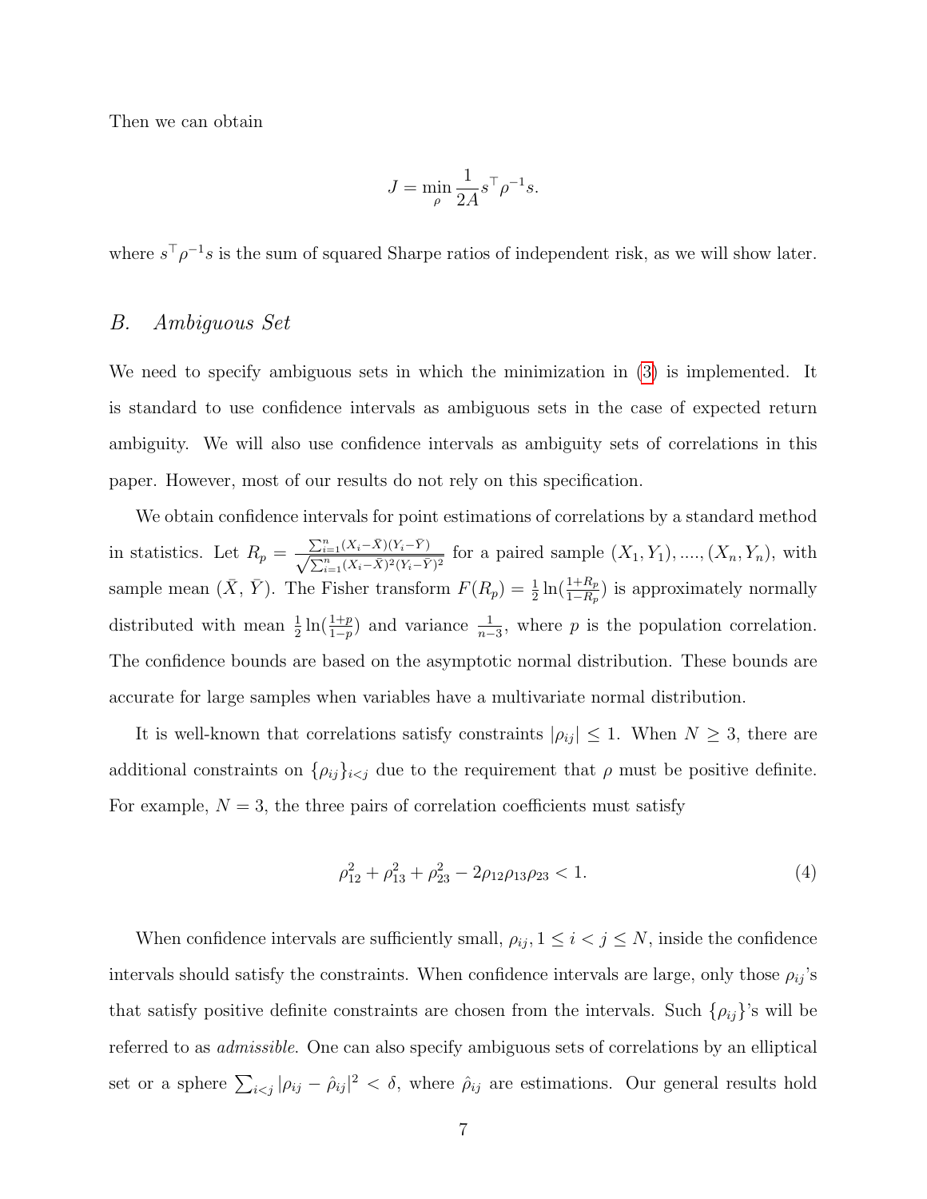Then we can obtain

$$J = \min_{\rho} \frac{1}{2A} s^{\top} \rho^{-1} s.$$

where $s^{\top} \rho^{-1} s$ is the sum of squared Sharpe ratios of independent risk, as we will show later.

## B. *Ambiguous Set*

We need to specify ambiguous sets in which the minimization in (3) is implemented. It is standard to use confidence intervals as ambiguous sets in the case of expected return ambiguity. We will also use confidence intervals as ambiguity sets of correlations in this paper. However, most of our results do not rely on this specification.

We obtain confidence intervals for point estimations of correlations by a standard method in statistics. Let $R_p = \frac{\sum_{i=1}^{n}(X_i - \bar{X})(Y_i - \bar{Y})}{\sqrt{\sum_{i=1}^{n}(X_i - \bar{X})^2 (Y_i - \bar{Y})^2}}$ for a paired sample $(X_1, Y_1), ...., (X_n, Y_n)$, with sample mean $(\bar{X}, \bar{Y})$. The Fisher transform $F(R_p) = \frac{1}{2}\ln(\frac{1+R_p}{1-R_p})$ is approximately normally distributed with mean $\frac{1}{2}\ln(\frac{1+p}{1-p})$ and variance $\frac{1}{n-3}$, where $p$ is the population correlation. The confidence bounds are based on the asymptotic normal distribution. These bounds are accurate for large samples when variables have a multivariate normal distribution.

It is well-known that correlations satisfy constraints $|\rho_{ij}| \leq 1$. When $N \geq 3$, there are additional constraints on $\{\rho_{ij}\}_{i<j}$ due to the requirement that $\rho$ must be positive definite. For example, $N = 3$, the three pairs of correlation coefficients must satisfy

$$\rho_{12}^2 + \rho_{13}^2 + \rho_{23}^2 - 2\rho_{12}\rho_{13}\rho_{23} < 1. \tag{4}$$

When confidence intervals are sufficiently small, $\rho_{ij}, 1 \leq i < j \leq N$, inside the confidence intervals should satisfy the constraints. When confidence intervals are large, only those $\rho_{ij}$'s that satisfy positive definite constraints are chosen from the intervals. Such $\{\rho_{ij}\}$'s will be referred to as *admissible*. One can also specify ambiguous sets of correlations by an elliptical set or a sphere $\sum_{i<j} |\rho_{ij} - \hat{\rho}_{ij}|^2 < \delta$, where $\hat{\rho}_{ij}$ are estimations. Our general results hold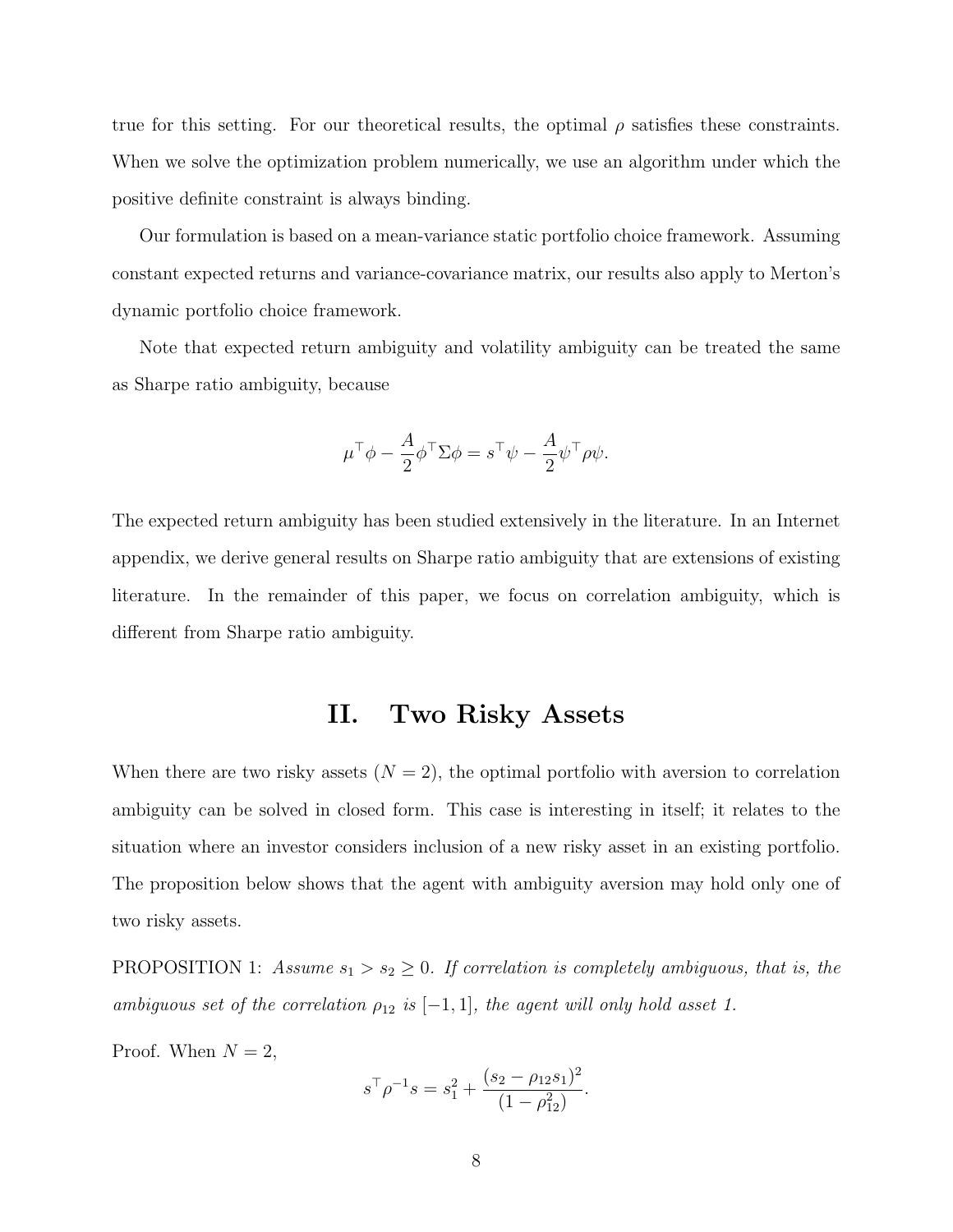true for this setting. For our theoretical results, the optimal $\rho$ satisfies these constraints. When we solve the optimization problem numerically, we use an algorithm under which the positive definite constraint is always binding.

Our formulation is based on a mean-variance static portfolio choice framework. Assuming constant expected returns and variance-covariance matrix, our results also apply to Merton's dynamic portfolio choice framework.

Note that expected return ambiguity and volatility ambiguity can be treated the same as Sharpe ratio ambiguity, because

$$\mu^\top \phi - \frac{A}{2}\phi^\top \Sigma \phi = s^\top \psi - \frac{A}{2}\psi^\top \rho \psi.$$

The expected return ambiguity has been studied extensively in the literature. In an Internet appendix, we derive general results on Sharpe ratio ambiguity that are extensions of existing literature. In the remainder of this paper, we focus on correlation ambiguity, which is different from Sharpe ratio ambiguity.

# II. Two Risky Assets

When there are two risky assets ($N = 2$), the optimal portfolio with aversion to correlation ambiguity can be solved in closed form. This case is interesting in itself; it relates to the situation where an investor considers inclusion of a new risky asset in an existing portfolio. The proposition below shows that the agent with ambiguity aversion may hold only one of two risky assets.

PROPOSITION 1: *Assume $s_1 > s_2 \geq 0$. If correlation is completely ambiguous, that is, the ambiguous set of the correlation $\rho_{12}$ is $[-1, 1]$, the agent will only hold asset 1.*

Proof. When $N = 2$,

$$s^\top \rho^{-1} s = s_1^2 + \frac{(s_2 - \rho_{12} s_1)^2}{(1 - \rho_{12}^2)}.$$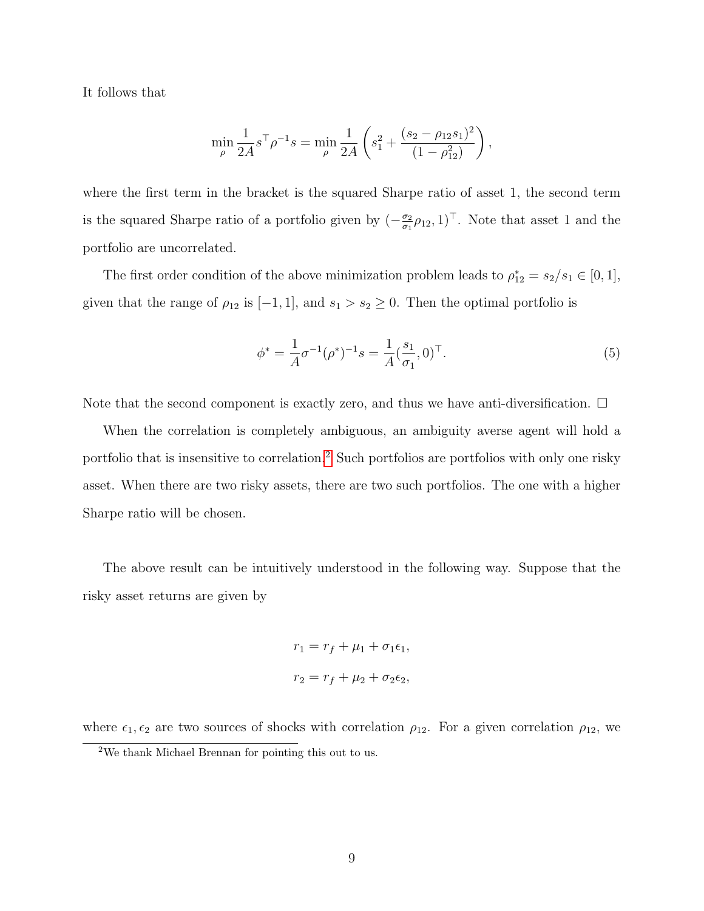It follows that

$$\min_{\rho} \frac{1}{2A} s^\top \rho^{-1} s = \min_{\rho} \frac{1}{2A} \left( s_1^2 + \frac{(s_2 - \rho_{12} s_1)^2}{(1 - \rho_{12}^2)} \right),$$

where the first term in the bracket is the squared Sharpe ratio of asset 1, the second term is the squared Sharpe ratio of a portfolio given by $(-\frac{\sigma_2}{\sigma_1}\rho_{12}, 1)^\top$. Note that asset 1 and the portfolio are uncorrelated.

The first order condition of the above minimization problem leads to $\rho_{12}^* = s_2/s_1 \in [0, 1]$, given that the range of $\rho_{12}$ is $[-1, 1]$, and $s_1 > s_2 \geq 0$. Then the optimal portfolio is

$$\phi^* = \frac{1}{A} \sigma^{-1} (\rho^*)^{-1} s = \frac{1}{A} (\frac{s_1}{\sigma_1}, 0)^\top. \tag{5}$$

Note that the second component is exactly zero, and thus we have anti-diversification. □

When the correlation is completely ambiguous, an ambiguity averse agent will hold a portfolio that is insensitive to correlation.[2] Such portfolios are portfolios with only one risky asset. When there are two risky assets, there are two such portfolios. The one with a higher Sharpe ratio will be chosen.

The above result can be intuitively understood in the following way. Suppose that the risky asset returns are given by

$$r_1 = r_f + \mu_1 + \sigma_1 \epsilon_1,$$

$$r_2 = r_f + \mu_2 + \sigma_2 \epsilon_2,$$

where $\epsilon_1, \epsilon_2$ are two sources of shocks with correlation $\rho_{12}$. For a given correlation $\rho_{12}$, we

[2] We thank Michael Brennan for pointing this out to us.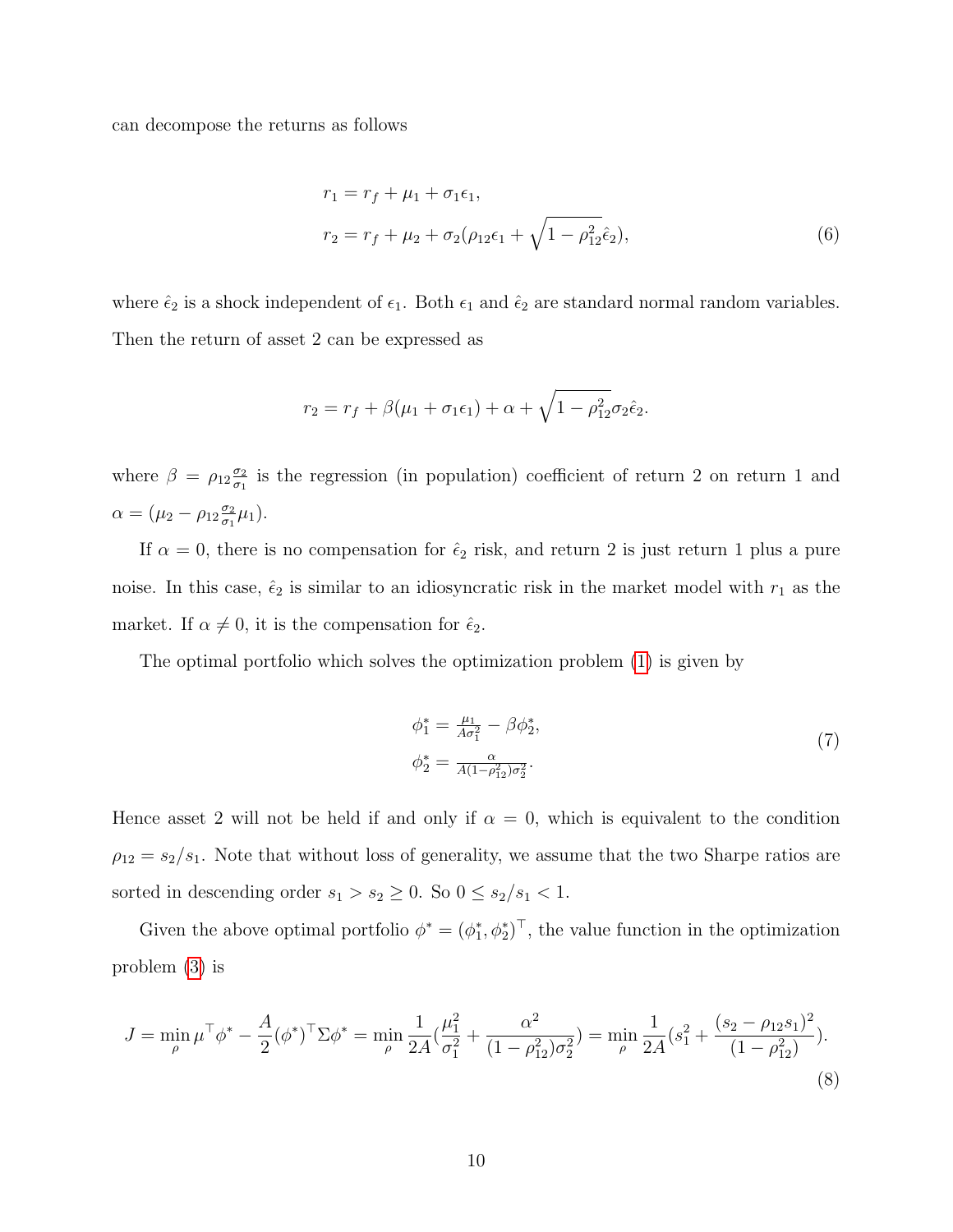can decompose the returns as follows

$$
\begin{aligned}
r_1 &= r_f + \mu_1 + \sigma_1 \epsilon_1, \\
r_2 &= r_f + \mu_2 + \sigma_2(\rho_{12}\epsilon_1 + \sqrt{1-\rho_{12}^2}\hat{\epsilon}_2),
\end{aligned}
\tag{6}
$$

where $\hat{\epsilon}_2$ is a shock independent of $\epsilon_1$. Both $\epsilon_1$ and $\hat{\epsilon}_2$ are standard normal random variables. Then the return of asset 2 can be expressed as

$$
r_2 = r_f + \beta(\mu_1 + \sigma_1 \epsilon_1) + \alpha + \sqrt{1-\rho_{12}^2}\sigma_2 \hat{\epsilon}_2.
$$

where $\beta = \rho_{12}\frac{\sigma_2}{\sigma_1}$ is the regression (in population) coefficient of return 2 on return 1 and $\alpha = (\mu_2 - \rho_{12}\frac{\sigma_2}{\sigma_1}\mu_1)$.

If $\alpha = 0$, there is no compensation for $\hat{\epsilon}_2$ risk, and return 2 is just return 1 plus a pure noise. In this case, $\hat{\epsilon}_2$ is similar to an idiosyncratic risk in the market model with $r_1$ as the market. If $\alpha \neq 0$, it is the compensation for $\hat{\epsilon}_2$.

The optimal portfolio which solves the optimization problem (1) is given by

$$
\begin{aligned}
\phi_1^* &= \tfrac{\mu_1}{A\sigma_1^2} - \beta \phi_2^*, \\
\phi_2^* &= \tfrac{\alpha}{A(1-\rho_{12}^2)\sigma_2^2}.
\end{aligned}
\tag{7}
$$

Hence asset 2 will not be held if and only if $\alpha = 0$, which is equivalent to the condition $\rho_{12} = s_2/s_1$. Note that without loss of generality, we assume that the two Sharpe ratios are sorted in descending order $s_1 > s_2 \geq 0$. So $0 \leq s_2/s_1 < 1$.

Given the above optimal portfolio $\phi^* = (\phi_1^*, \phi_2^*)^\top$, the value function in the optimization problem (3) is

$$
J = \min_{\rho} \mu^\top \phi^* - \frac{A}{2}(\phi^*)^\top \Sigma \phi^* = \min_{\rho} \frac{1}{2A}(\frac{\mu_1^2}{\sigma_1^2} + \frac{\alpha^2}{(1-\rho_{12}^2)\sigma_2^2}) = \min_{\rho} \frac{1}{2A}(s_1^2 + \frac{(s_2 - \rho_{12}s_1)^2}{(1-\rho_{12}^2)}).
\tag{8}
$$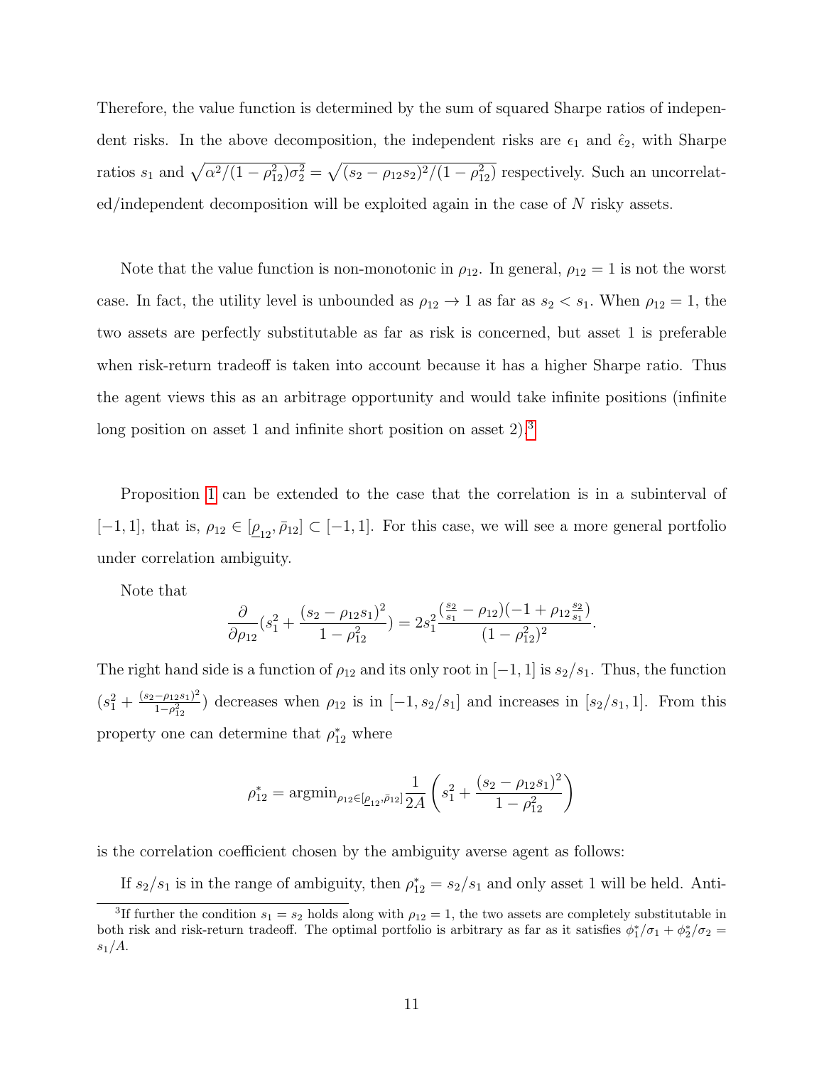Therefore, the value function is determined by the sum of squared Sharpe ratios of independent risks. In the above decomposition, the independent risks are $\epsilon_1$ and $\hat{\epsilon}_2$, with Sharpe ratios $s_1$ and $\sqrt{\alpha^2/(1-\rho_{12}^2)\sigma_2^2} = \sqrt{(s_2 - \rho_{12}s_2)^2/(1-\rho_{12}^2)}$ respectively. Such an uncorrelated/independent decomposition will be exploited again in the case of $N$ risky assets.

Note that the value function is non-monotonic in $\rho_{12}$. In general, $\rho_{12} = 1$ is not the worst case. In fact, the utility level is unbounded as $\rho_{12} \to 1$ as far as $s_2 < s_1$. When $\rho_{12} = 1$, the two assets are perfectly substitutable as far as risk is concerned, but asset 1 is preferable when risk-return tradeoff is taken into account because it has a higher Sharpe ratio. Thus the agent views this as an arbitrage opportunity and would take infinite positions (infinite long position on asset 1 and infinite short position on asset 2).[3]

Proposition 1 can be extended to the case that the correlation is in a subinterval of $[-1,1]$, that is, $\rho_{12} \in [\underline{\rho}_{12}, \bar{\rho}_{12}] \subset [-1,1]$. For this case, we will see a more general portfolio under correlation ambiguity.

Note that

$$\frac{\partial}{\partial \rho_{12}}\left(s_1^2 + \frac{(s_2 - \rho_{12}s_1)^2}{1-\rho_{12}^2}\right) = 2s_1^2 \frac{(\frac{s_2}{s_1} - \rho_{12})(-1 + \rho_{12}\frac{s_2}{s_1})}{(1-\rho_{12}^2)^2}.$$

The right hand side is a function of $\rho_{12}$ and its only root in $[-1,1]$ is $s_2/s_1$. Thus, the function $(s_1^2 + \frac{(s_2-\rho_{12}s_1)^2}{1-\rho_{12}^2})$ decreases when $\rho_{12}$ is in $[-1, s_2/s_1]$ and increases in $[s_2/s_1, 1]$. From this property one can determine that $\rho_{12}^*$ where

$$\rho_{12}^* = \text{argmin}_{\rho_{12} \in [\underline{\rho}_{12}, \bar{\rho}_{12}]} \frac{1}{2A}\left(s_1^2 + \frac{(s_2 - \rho_{12}s_1)^2}{1-\rho_{12}^2}\right)$$

is the correlation coefficient chosen by the ambiguity averse agent as follows:

If $s_2/s_1$ is in the range of ambiguity, then $\rho_{12}^* = s_2/s_1$ and only asset 1 will be held. Anti-

[3] If further the condition $s_1 = s_2$ holds along with $\rho_{12} = 1$, the two assets are completely substitutable in both risk and risk-return tradeoff. The optimal portfolio is arbitrary as far as it satisfies $\phi_1^*/\sigma_1 + \phi_2^*/\sigma_2 = s_1/A$.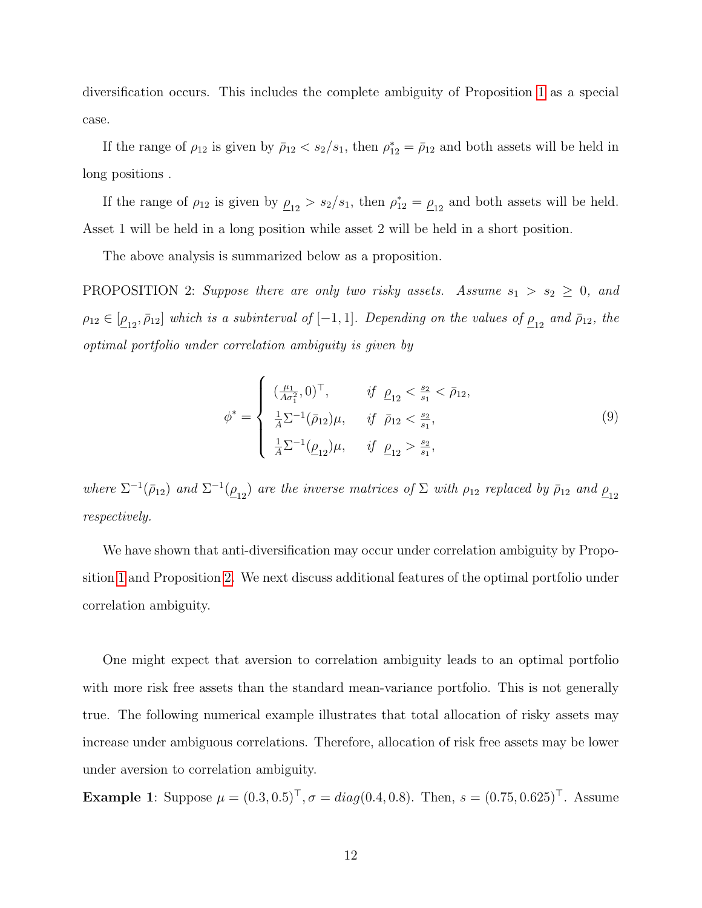diversification occurs. This includes the complete ambiguity of Proposition 1 as a special case.

If the range of $\rho_{12}$ is given by $\bar{\rho}_{12} < s_2/s_1$, then $\rho_{12}^* = \bar{\rho}_{12}$ and both assets will be held in long positions .

If the range of $\rho_{12}$ is given by $\underline{\rho}_{12} > s_2/s_1$, then $\rho_{12}^* = \underline{\rho}_{12}$ and both assets will be held. Asset 1 will be held in a long position while asset 2 will be held in a short position.

The above analysis is summarized below as a proposition.

PROPOSITION 2: *Suppose there are only two risky assets. Assume* $s_1 > s_2 \geq 0$, *and* $\rho_{12} \in [\underline{\rho}_{12}, \bar{\rho}_{12}]$ *which is a subinterval of* $[-1, 1]$. *Depending on the values of* $\underline{\rho}_{12}$ *and* $\bar{\rho}_{12}$, *the optimal portfolio under correlation ambiguity is given by*

$$\phi^* = \begin{cases} (\frac{\mu_1}{A\sigma_1^2}, 0)^\top, & \text{if } \underline{\rho}_{12} < \frac{s_2}{s_1} < \bar{\rho}_{12}, \\ \frac{1}{A}\Sigma^{-1}(\bar{\rho}_{12})\mu, & \text{if } \bar{\rho}_{12} < \frac{s_2}{s_1}, \\ \frac{1}{A}\Sigma^{-1}(\underline{\rho}_{12})\mu, & \text{if } \underline{\rho}_{12} > \frac{s_2}{s_1}, \end{cases} \tag{9}$$

*where* $\Sigma^{-1}(\bar{\rho}_{12})$ *and* $\Sigma^{-1}(\underline{\rho}_{12})$ *are the inverse matrices of* $\Sigma$ *with* $\rho_{12}$ *replaced by* $\bar{\rho}_{12}$ *and* $\underline{\rho}_{12}$ *respectively.*

We have shown that anti-diversification may occur under correlation ambiguity by Proposition 1 and Proposition 2. We next discuss additional features of the optimal portfolio under correlation ambiguity.

One might expect that aversion to correlation ambiguity leads to an optimal portfolio with more risk free assets than the standard mean-variance portfolio. This is not generally true. The following numerical example illustrates that total allocation of risky assets may increase under ambiguous correlations. Therefore, allocation of risk free assets may be lower under aversion to correlation ambiguity.

**Example 1**: Suppose $\mu = (0.3, 0.5)^\top, \sigma = diag(0.4, 0.8)$. Then, $s = (0.75, 0.625)^\top$. Assume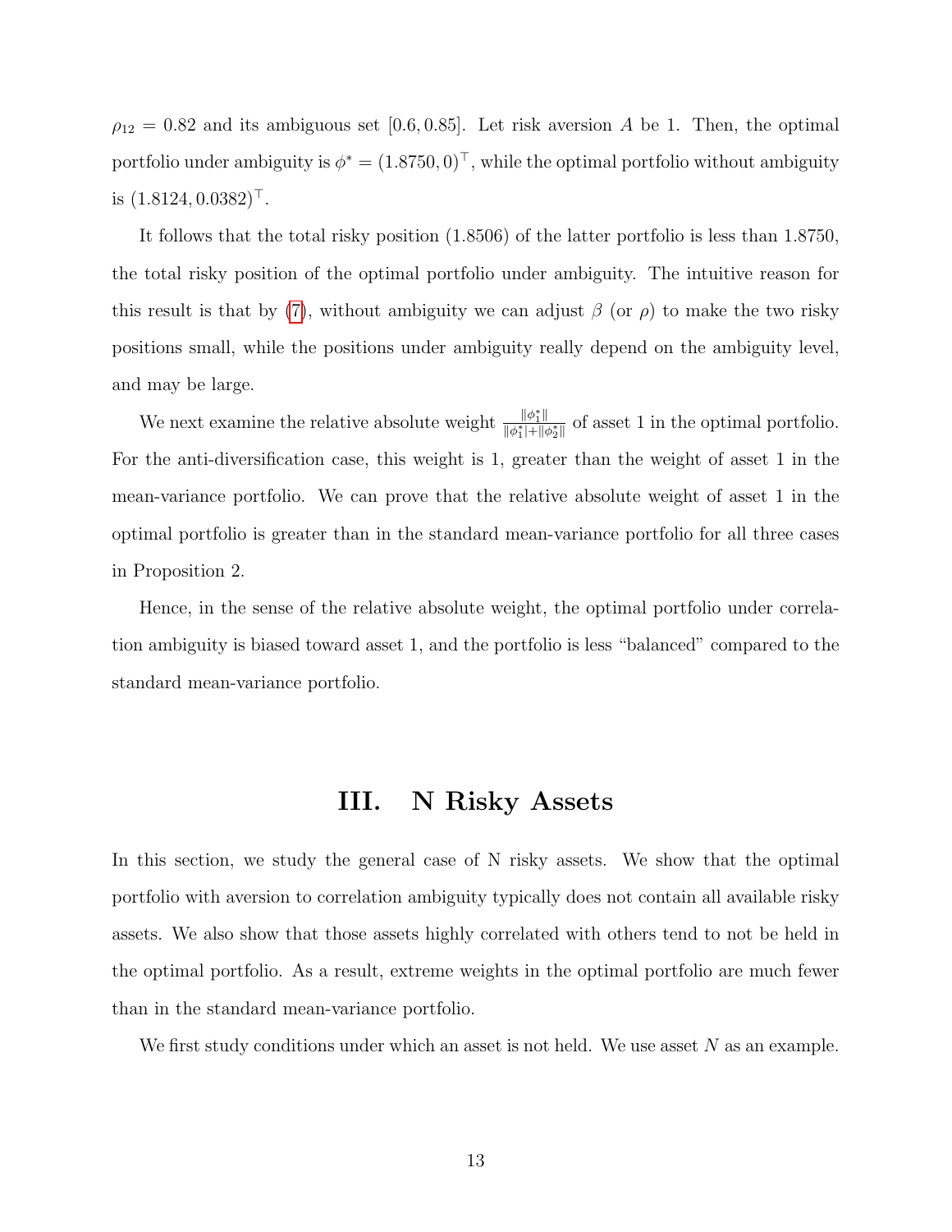$\rho_{12} = 0.82$ and its ambiguous set $[0.6, 0.85]$. Let risk aversion $A$ be 1. Then, the optimal portfolio under ambiguity is $\phi^* = (1.8750, 0)^\top$, while the optimal portfolio without ambiguity is $(1.8124, 0.0382)^\top$.

It follows that the total risky position (1.8506) of the latter portfolio is less than 1.8750, the total risky position of the optimal portfolio under ambiguity. The intuitive reason for this result is that by (7), without ambiguity we can adjust $\beta$ (or $\rho$) to make the two risky positions small, while the positions under ambiguity really depend on the ambiguity level, and may be large.

We next examine the relative absolute weight $\frac{\|\phi_1^*\|}{\|\phi_1^*|+\|\phi_2^*\|}$ of asset 1 in the optimal portfolio. For the anti-diversification case, this weight is 1, greater than the weight of asset 1 in the mean-variance portfolio. We can prove that the relative absolute weight of asset 1 in the optimal portfolio is greater than in the standard mean-variance portfolio for all three cases in Proposition 2.

Hence, in the sense of the relative absolute weight, the optimal portfolio under correlation ambiguity is biased toward asset 1, and the portfolio is less "balanced" compared to the standard mean-variance portfolio.

# III. N Risky Assets

In this section, we study the general case of N risky assets. We show that the optimal portfolio with aversion to correlation ambiguity typically does not contain all available risky assets. We also show that those assets highly correlated with others tend to not be held in the optimal portfolio. As a result, extreme weights in the optimal portfolio are much fewer than in the standard mean-variance portfolio.

We first study conditions under which an asset is not held. We use asset $N$ as an example.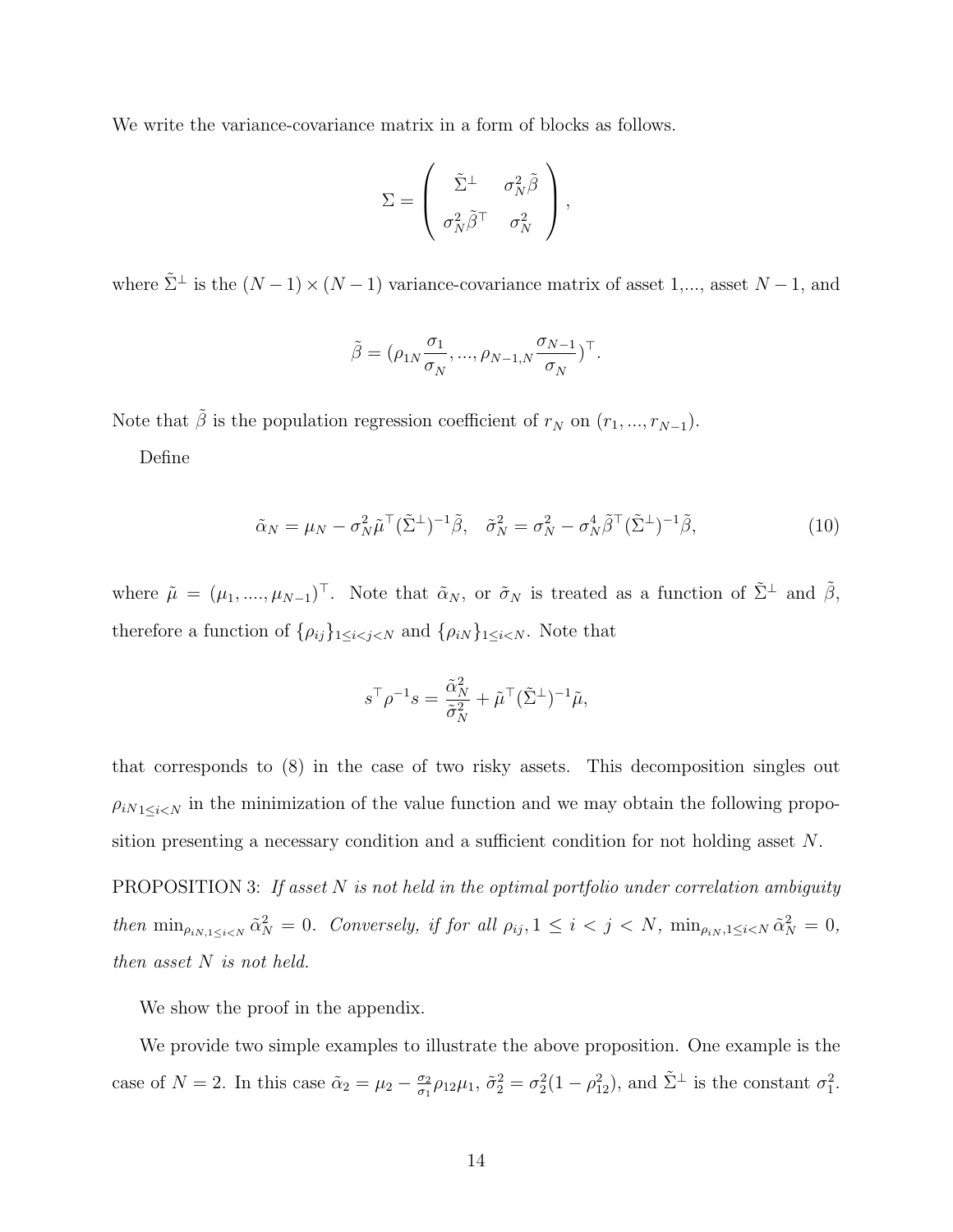We write the variance-covariance matrix in a form of blocks as follows.

$$\Sigma = \begin{pmatrix} \tilde{\Sigma}^{\perp} & \sigma_N^2 \tilde{\beta} \\ \sigma_N^2 \tilde{\beta}^{\top} & \sigma_N^2 \end{pmatrix},$$

where $\tilde{\Sigma}^{\perp}$ is the $(N-1) \times (N-1)$ variance-covariance matrix of asset 1,..., asset $N-1$, and

$$\tilde{\beta} = (\rho_{1N} \frac{\sigma_1}{\sigma_N}, ..., \rho_{N-1,N} \frac{\sigma_{N-1}}{\sigma_N})^{\top}.$$

Note that $\tilde{\beta}$ is the population regression coefficient of $r_N$ on $(r_1, ..., r_{N-1})$.

Define

$$\tilde{\alpha}_N = \mu_N - \sigma_N^2 \tilde{\mu}^{\top} (\tilde{\Sigma}^{\perp})^{-1} \tilde{\beta}, \quad \tilde{\sigma}_N^2 = \sigma_N^2 - \sigma_N^4 \tilde{\beta}^{\top} (\tilde{\Sigma}^{\perp})^{-1} \tilde{\beta}, \tag{10}$$

where $\tilde{\mu} = (\mu_1, ...., \mu_{N-1})^{\top}$. Note that $\tilde{\alpha}_N$, or $\tilde{\sigma}_N$ is treated as a function of $\tilde{\Sigma}^{\perp}$ and $\tilde{\beta}$, therefore a function of $\{\rho_{ij}\}_{1 \le i < j < N}$ and $\{\rho_{iN}\}_{1 \le i < N}$. Note that

$$s^{\top} \rho^{-1} s = \frac{\tilde{\alpha}_N^2}{\tilde{\sigma}_N^2} + \tilde{\mu}^{\top} (\tilde{\Sigma}^{\perp})^{-1} \tilde{\mu},$$

that corresponds to (8) in the case of two risky assets. This decomposition singles out $\rho_{iN 1 \le i < N}$ in the minimization of the value function and we may obtain the following proposition presenting a necessary condition and a sufficient condition for not holding asset $N$.

PROPOSITION 3: *If asset $N$ is not held in the optimal portfolio under correlation ambiguity then $\min_{\rho_{iN, 1 \le i < N}} \tilde{\alpha}_N^2 = 0$. Conversely, if for all $\rho_{ij}, 1 \le i < j < N$, $\min_{\rho_{iN, 1 \le i < N}} \tilde{\alpha}_N^2 = 0$, then asset $N$ is not held.*

We show the proof in the appendix.

We provide two simple examples to illustrate the above proposition. One example is the case of $N = 2$. In this case $\tilde{\alpha}_2 = \mu_2 - \frac{\sigma_2}{\sigma_1} \rho_{12} \mu_1$, $\tilde{\sigma}_2^2 = \sigma_2^2 (1 - \rho_{12}^2)$, and $\tilde{\Sigma}^{\perp}$ is the constant $\sigma_1^2$.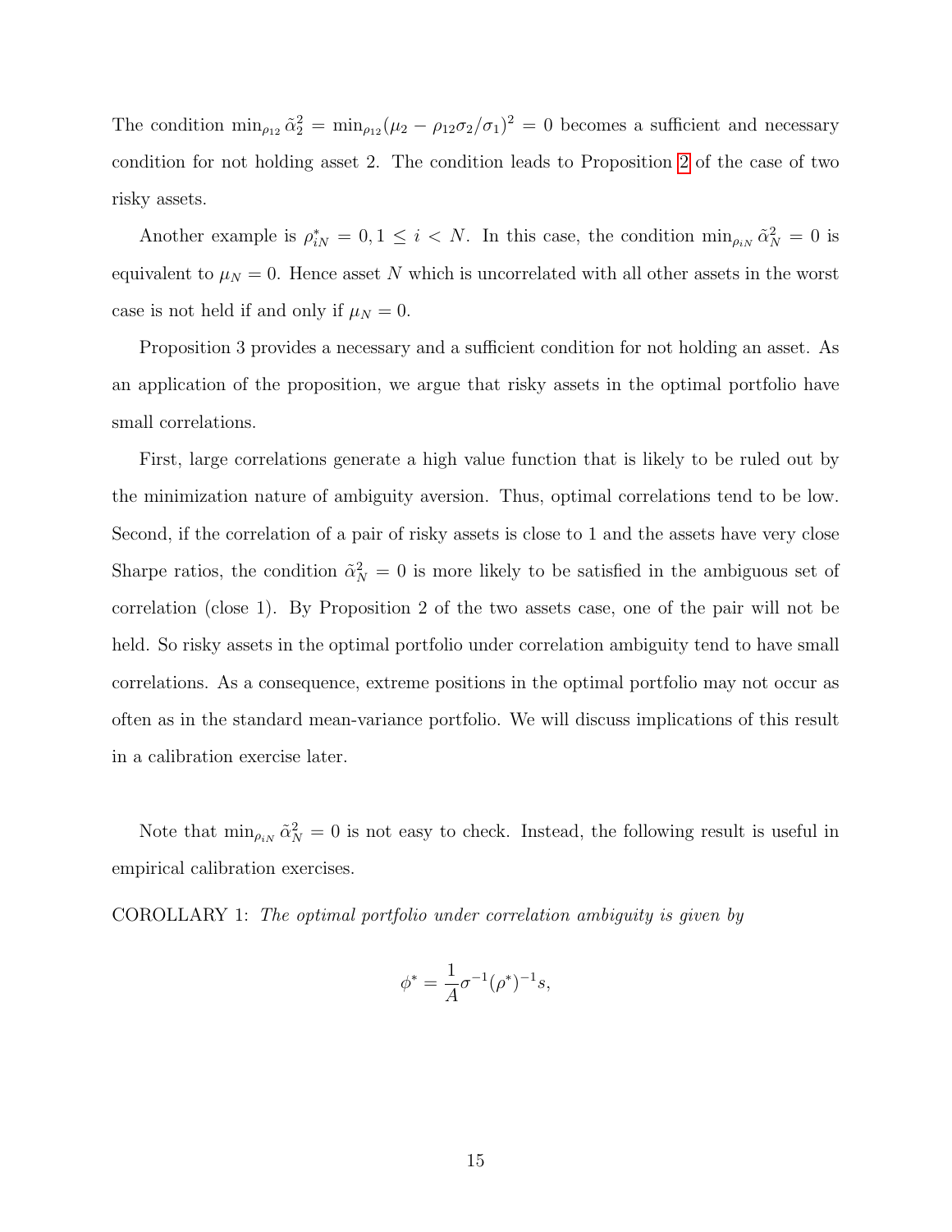The condition $\min_{\rho_{12}} \tilde{\alpha}_2^2 = \min_{\rho_{12}} (\mu_2 - \rho_{12}\sigma_2/\sigma_1)^2 = 0$ becomes a sufficient and necessary condition for not holding asset 2. The condition leads to Proposition 2 of the case of two risky assets.

Another example is $\rho_{iN}^* = 0, 1 \leq i < N$. In this case, the condition $\min_{\rho_{iN}} \tilde{\alpha}_N^2 = 0$ is equivalent to $\mu_N = 0$. Hence asset $N$ which is uncorrelated with all other assets in the worst case is not held if and only if $\mu_N = 0$.

Proposition 3 provides a necessary and a sufficient condition for not holding an asset. As an application of the proposition, we argue that risky assets in the optimal portfolio have small correlations.

First, large correlations generate a high value function that is likely to be ruled out by the minimization nature of ambiguity aversion. Thus, optimal correlations tend to be low. Second, if the correlation of a pair of risky assets is close to 1 and the assets have very close Sharpe ratios, the condition $\tilde{\alpha}_N^2 = 0$ is more likely to be satisfied in the ambiguous set of correlation (close 1). By Proposition 2 of the two assets case, one of the pair will not be held. So risky assets in the optimal portfolio under correlation ambiguity tend to have small correlations. As a consequence, extreme positions in the optimal portfolio may not occur as often as in the standard mean-variance portfolio. We will discuss implications of this result in a calibration exercise later.

Note that $\min_{\rho_{iN}} \tilde{\alpha}_N^2 = 0$ is not easy to check. Instead, the following result is useful in empirical calibration exercises.

COROLLARY 1: *The optimal portfolio under correlation ambiguity is given by*

$$\phi^* = \frac{1}{A}\sigma^{-1}(\rho^*)^{-1}s,$$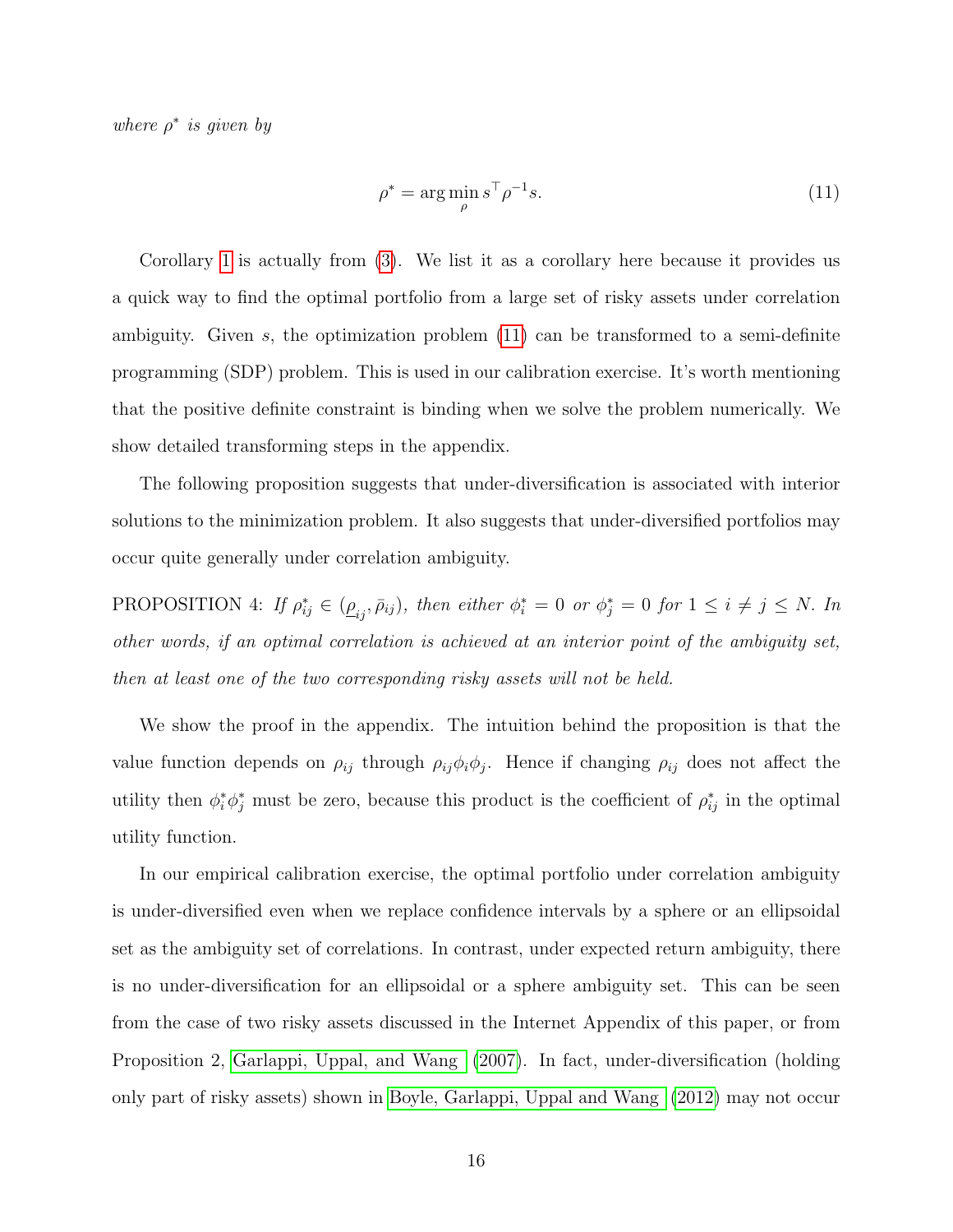*where $\rho^*$ is given by*

$$\rho^* = \arg\min_{\rho} s^\top \rho^{-1} s. \tag{11}$$

Corollary 1 is actually from (3). We list it as a corollary here because it provides us a quick way to find the optimal portfolio from a large set of risky assets under correlation ambiguity. Given $s$, the optimization problem (11) can be transformed to a semi-definite programming (SDP) problem. This is used in our calibration exercise. It's worth mentioning that the positive definite constraint is binding when we solve the problem numerically. We show detailed transforming steps in the appendix.

The following proposition suggests that under-diversification is associated with interior solutions to the minimization problem. It also suggests that under-diversified portfolios may occur quite generally under correlation ambiguity.

PROPOSITION 4: *If $\rho^*_{ij} \in (\underline{\rho}_{ij}, \bar{\rho}_{ij})$, then either $\phi^*_i = 0$ or $\phi^*_j = 0$ for $1 \leq i \neq j \leq N$. In other words, if an optimal correlation is achieved at an interior point of the ambiguity set, then at least one of the two corresponding risky assets will not be held.*

We show the proof in the appendix. The intuition behind the proposition is that the value function depends on $\rho_{ij}$ through $\rho_{ij}\phi_i\phi_j$. Hence if changing $\rho_{ij}$ does not affect the utility then $\phi^*_i\phi^*_j$ must be zero, because this product is the coefficient of $\rho^*_{ij}$ in the optimal utility function.

In our empirical calibration exercise, the optimal portfolio under correlation ambiguity is under-diversified even when we replace confidence intervals by a sphere or an ellipsoidal set as the ambiguity set of correlations. In contrast, under expected return ambiguity, there is no under-diversification for an ellipsoidal or a sphere ambiguity set. This can be seen from the case of two risky assets discussed in the Internet Appendix of this paper, or from Proposition 2, Garlappi, Uppal, and Wang (2007). In fact, under-diversification (holding only part of risky assets) shown in Boyle, Garlappi, Uppal and Wang (2012) may not occur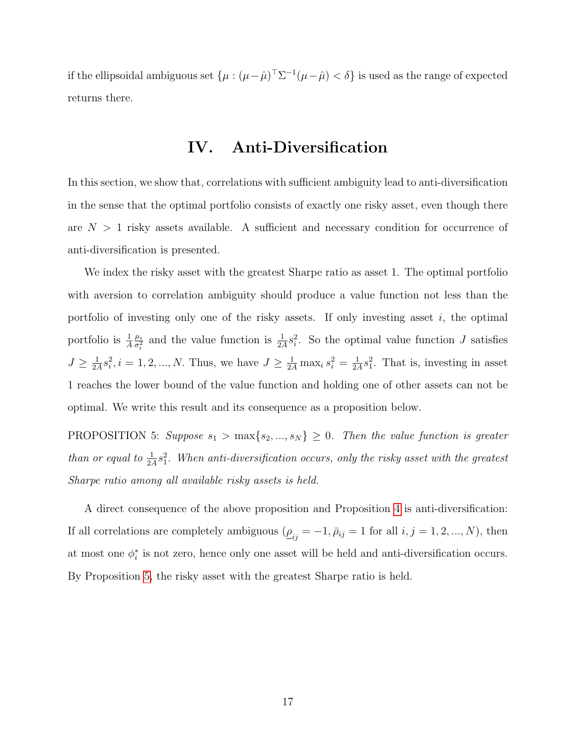if the ellipsoidal ambiguous set $\{\mu : (\mu - \hat{\mu})^\top \Sigma^{-1} (\mu - \hat{\mu}) < \delta\}$ is used as the range of expected returns there.

# IV. Anti-Diversification

In this section, we show that, correlations with sufficient ambiguity lead to anti-diversification in the sense that the optimal portfolio consists of exactly one risky asset, even though there are $N > 1$ risky assets available. A sufficient and necessary condition for occurrence of anti-diversification is presented.

We index the risky asset with the greatest Sharpe ratio as asset 1. The optimal portfolio with aversion to correlation ambiguity should produce a value function not less than the portfolio of investing only one of the risky assets. If only investing asset $i$, the optimal portfolio is $\frac{1}{A}\frac{\mu_i}{\sigma_i^2}$ and the value function is $\frac{1}{2A}s_i^2$. So the optimal value function $J$ satisfies $J \geq \frac{1}{2A}s_i^2, i = 1, 2, ..., N$. Thus, we have $J \geq \frac{1}{2A}\max_i s_i^2 = \frac{1}{2A}s_1^2$. That is, investing in asset 1 reaches the lower bound of the value function and holding one of other assets can not be optimal. We write this result and its consequence as a proposition below.

PROPOSITION 5: *Suppose $s_1 > \max\{s_2, ..., s_N\} \geq 0$. Then the value function is greater than or equal to $\frac{1}{2A}s_1^2$. When anti-diversification occurs, only the risky asset with the greatest Sharpe ratio among all available risky assets is held.*

A direct consequence of the above proposition and Proposition 4 is anti-diversification: If all correlations are completely ambiguous ($\underline{\rho}_{ij} = -1, \bar{\rho}_{ij} = 1$ for all $i, j = 1, 2, ..., N$), then at most one $\phi_i^*$ is not zero, hence only one asset will be held and anti-diversification occurs. By Proposition 5, the risky asset with the greatest Sharpe ratio is held.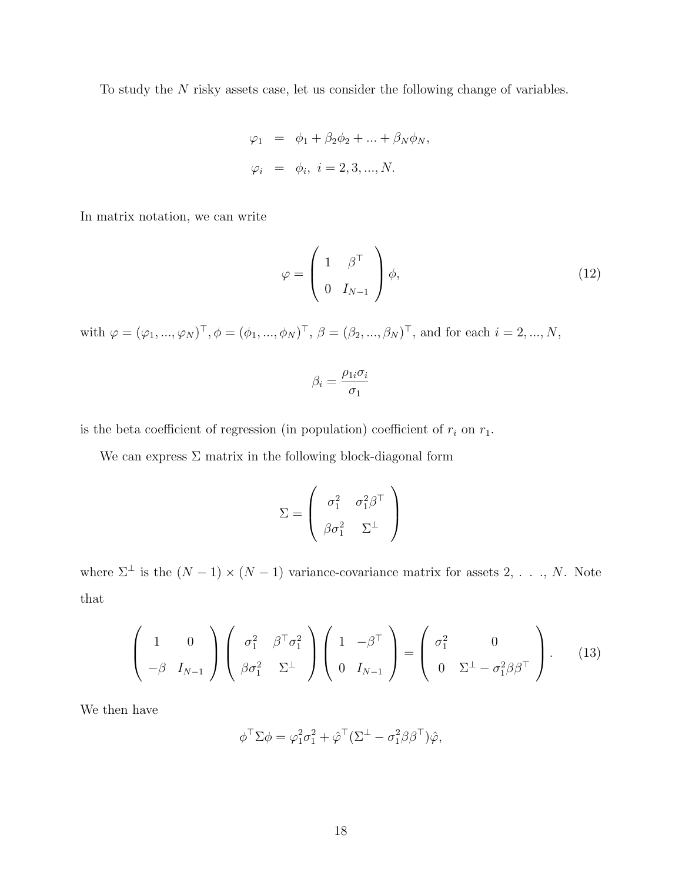To study the $N$ risky assets case, let us consider the following change of variables.

$$
\begin{aligned}
\varphi_1 &= \phi_1 + \beta_2\phi_2 + ... + \beta_N\phi_N, \\
\varphi_i &= \phi_i, \ i = 2, 3, ..., N.
\end{aligned}
$$

In matrix notation, we can write

$$
\varphi = \begin{pmatrix} 1 & \beta^\top \\ 0 & I_{N-1} \end{pmatrix} \phi, \tag{12}
$$

with $\varphi = (\varphi_1, ..., \varphi_N)^\top, \phi = (\phi_1, ..., \phi_N)^\top$, $\beta = (\beta_2, ..., \beta_N)^\top$, and for each $i = 2, ..., N$,

$$
\beta_i = \frac{\rho_{1i}\sigma_i}{\sigma_1}
$$

is the beta coefficient of regression (in population) coefficient of $r_i$ on $r_1$.

We can express $\Sigma$ matrix in the following block-diagonal form

$$
\Sigma = \begin{pmatrix} \sigma_1^2 & \sigma_1^2\beta^\top \\ \beta\sigma_1^2 & \Sigma^\perp \end{pmatrix}
$$

where $\Sigma^\perp$ is the $(N-1) \times (N-1)$ variance-covariance matrix for assets 2, . . ., $N$. Note that

$$
\begin{pmatrix} 1 & 0 \\ -\beta & I_{N-1} \end{pmatrix} \begin{pmatrix} \sigma_1^2 & \beta^\top\sigma_1^2 \\ \beta\sigma_1^2 & \Sigma^\perp \end{pmatrix} \begin{pmatrix} 1 & -\beta^\top \\ 0 & I_{N-1} \end{pmatrix} = \begin{pmatrix} \sigma_1^2 & 0 \\ 0 & \Sigma^\perp - \sigma_1^2\beta\beta^\top \end{pmatrix}. \tag{13}
$$

We then have

$$
\phi^\top\Sigma\phi = \varphi_1^2\sigma_1^2 + \hat{\varphi}^\top(\Sigma^\perp - \sigma_1^2\beta\beta^\top)\hat{\varphi},
$$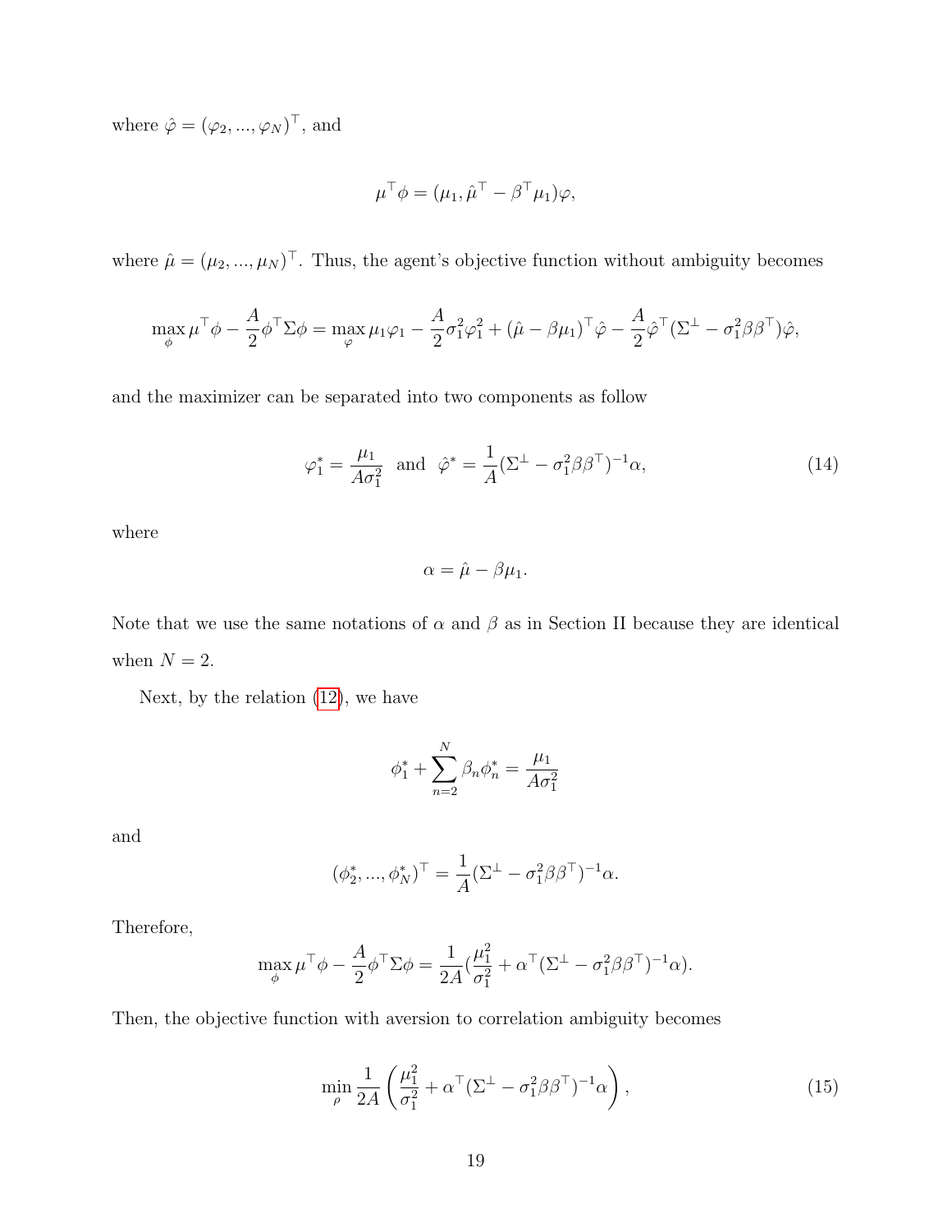where $\hat{\varphi} = (\varphi_2, ..., \varphi_N)^\top$, and

$$\mu^\top \phi = (\mu_1, \hat{\mu}^\top - \beta^\top \mu_1)\varphi,$$

where $\hat{\mu} = (\mu_2, ..., \mu_N)^\top$. Thus, the agent's objective function without ambiguity becomes

$$\max_{\phi} \mu^\top \phi - \frac{A}{2}\phi^\top \Sigma \phi = \max_{\varphi} \mu_1 \varphi_1 - \frac{A}{2}\sigma_1^2 \varphi_1^2 + (\hat{\mu} - \beta\mu_1)^\top \hat{\varphi} - \frac{A}{2}\hat{\varphi}^\top (\Sigma^\perp - \sigma_1^2 \beta\beta^\top)\hat{\varphi},$$

and the maximizer can be separated into two components as follow

$$\varphi_1^* = \frac{\mu_1}{A\sigma_1^2} \quad \text{and} \quad \hat{\varphi}^* = \frac{1}{A}(\Sigma^\perp - \sigma_1^2 \beta\beta^\top)^{-1}\alpha, \tag{14}$$

where

$$\alpha = \hat{\mu} - \beta\mu_1.$$

Note that we use the same notations of $\alpha$ and $\beta$ as in Section II because they are identical when $N = 2$.

Next, by the relation (12), we have

$$\phi_1^* + \sum_{n=2}^{N} \beta_n \phi_n^* = \frac{\mu_1}{A\sigma_1^2}$$

and

$$(\phi_2^*, ..., \phi_N^*)^\top = \frac{1}{A}(\Sigma^\perp - \sigma_1^2 \beta\beta^\top)^{-1}\alpha.$$

Therefore,

$$\max_{\phi} \mu^\top \phi - \frac{A}{2}\phi^\top \Sigma \phi = \frac{1}{2A}\left(\frac{\mu_1^2}{\sigma_1^2} + \alpha^\top (\Sigma^\perp - \sigma_1^2 \beta\beta^\top)^{-1}\alpha\right).$$

Then, the objective function with aversion to correlation ambiguity becomes

$$\min_{\rho} \frac{1}{2A}\left(\frac{\mu_1^2}{\sigma_1^2} + \alpha^\top (\Sigma^\perp - \sigma_1^2 \beta\beta^\top)^{-1}\alpha\right), \tag{15}$$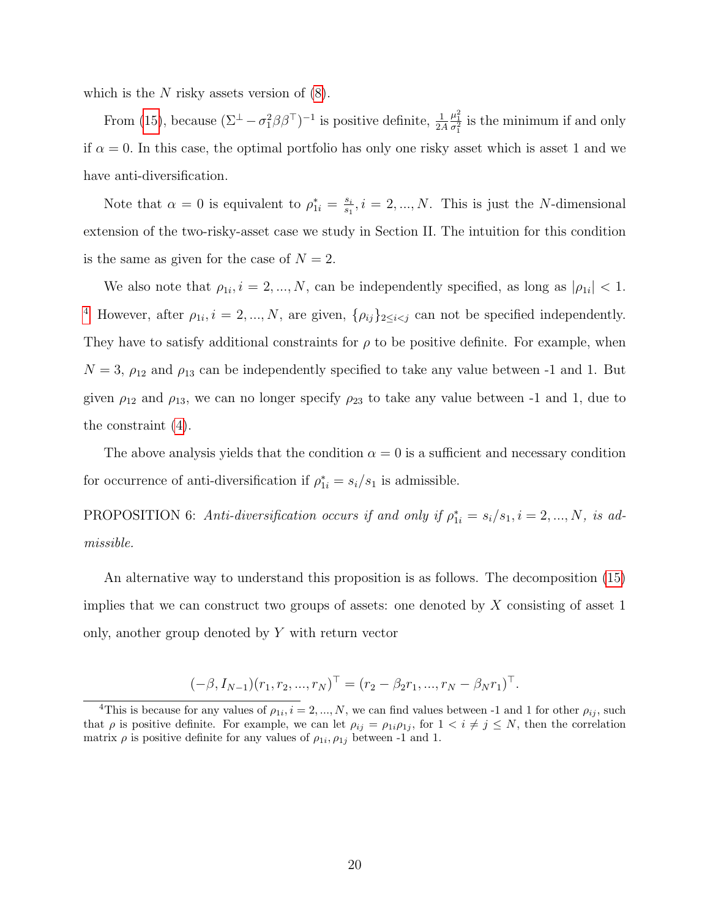which is the $N$ risky assets version of (8).

From (15), because $(\Sigma^{\perp} - \sigma_1^2\beta\beta^{\top})^{-1}$ is positive definite, $\frac{1}{2A}\frac{\mu_1^2}{\sigma_1^2}$ is the minimum if and only if $\alpha = 0$. In this case, the optimal portfolio has only one risky asset which is asset 1 and we have anti-diversification.

Note that $\alpha = 0$ is equivalent to $\rho_{1i}^* = \frac{s_i}{s_1}, i = 2, ..., N$. This is just the $N$-dimensional extension of the two-risky-asset case we study in Section II. The intuition for this condition is the same as given for the case of $N = 2$.

We also note that $\rho_{1i}, i = 2, ..., N$, can be independently specified, as long as $|\rho_{1i}| < 1$. [4] However, after $\rho_{1i}, i = 2, ..., N$, are given, $\{\rho_{ij}\}_{2 \le i < j}$ can not be specified independently. They have to satisfy additional constraints for $\rho$ to be positive definite. For example, when $N = 3$, $\rho_{12}$ and $\rho_{13}$ can be independently specified to take any value between -1 and 1. But given $\rho_{12}$ and $\rho_{13}$, we can no longer specify $\rho_{23}$ to take any value between -1 and 1, due to the constraint (4).

The above analysis yields that the condition $\alpha = 0$ is a sufficient and necessary condition for occurrence of anti-diversification if $\rho_{1i}^* = s_i/s_1$ is admissible.

PROPOSITION 6: *Anti-diversification occurs if and only if $\rho_{1i}^* = s_i/s_1, i = 2, ..., N$, is admissible.*

An alternative way to understand this proposition is as follows. The decomposition (15) implies that we can construct two groups of assets: one denoted by $X$ consisting of asset 1 only, another group denoted by $Y$ with return vector

$$(-\beta, I_{N-1})(r_1, r_2, ..., r_N)^{\top} = (r_2 - \beta_2 r_1, ..., r_N - \beta_N r_1)^{\top}.$$

[4] This is because for any values of $\rho_{1i}, i = 2, ..., N$, we can find values between -1 and 1 for other $\rho_{ij}$, such that $\rho$ is positive definite. For example, we can let $\rho_{ij} = \rho_{1i}\rho_{1j}$, for $1 < i \neq j \le N$, then the correlation matrix $\rho$ is positive definite for any values of $\rho_{1i}, \rho_{1j}$ between -1 and 1.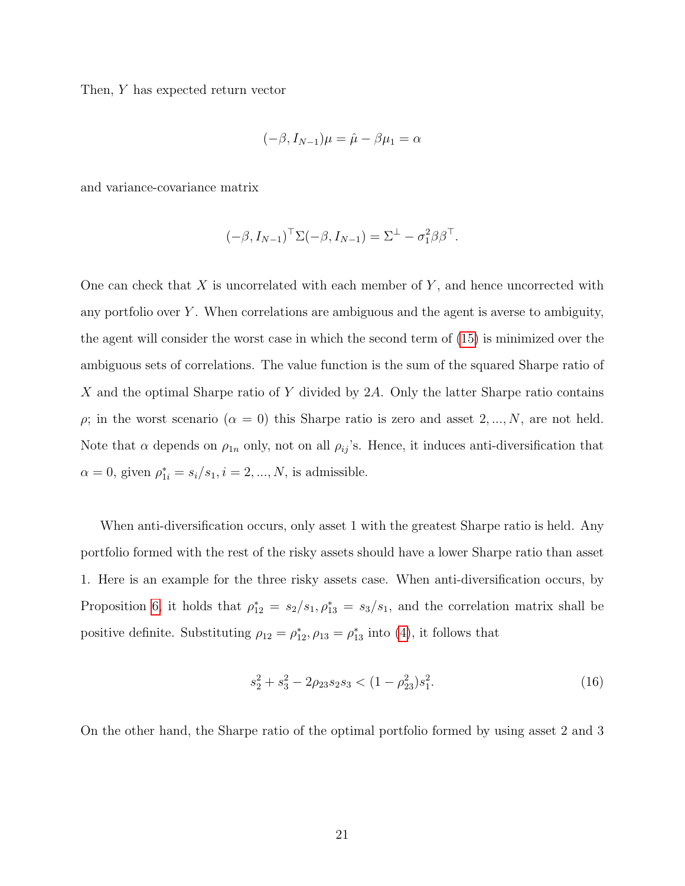Then, $Y$ has expected return vector

$$(-\beta, I_{N-1})\mu = \hat{\mu} - \beta\mu_1 = \alpha$$

and variance-covariance matrix

$$(-\beta, I_{N-1})^\top \Sigma(-\beta, I_{N-1}) = \Sigma^\perp - \sigma_1^2\beta\beta^\top.$$

One can check that $X$ is uncorrelated with each member of $Y$, and hence uncorrected with any portfolio over $Y$. When correlations are ambiguous and the agent is averse to ambiguity, the agent will consider the worst case in which the second term of (15) is minimized over the ambiguous sets of correlations. The value function is the sum of the squared Sharpe ratio of $X$ and the optimal Sharpe ratio of $Y$ divided by $2A$. Only the latter Sharpe ratio contains $\rho$; in the worst scenario ($\alpha = 0$) this Sharpe ratio is zero and asset $2, ..., N$, are not held. Note that $\alpha$ depends on $\rho_{1n}$ only, not on all $\rho_{ij}$'s. Hence, it induces anti-diversification that $\alpha = 0$, given $\rho_{1i}^* = s_i/s_1, i = 2, ..., N$, is admissible.

When anti-diversification occurs, only asset 1 with the greatest Sharpe ratio is held. Any portfolio formed with the rest of the risky assets should have a lower Sharpe ratio than asset 1. Here is an example for the three risky assets case. When anti-diversification occurs, by Proposition 6, it holds that $\rho_{12}^* = s_2/s_1, \rho_{13}^* = s_3/s_1$, and the correlation matrix shall be positive definite. Substituting $\rho_{12} = \rho_{12}^*, \rho_{13} = \rho_{13}^*$ into (4), it follows that

$$s_2^2 + s_3^2 - 2\rho_{23}s_2s_3 < (1 - \rho_{23}^2)s_1^2. \tag{16}$$

On the other hand, the Sharpe ratio of the optimal portfolio formed by using asset 2 and 3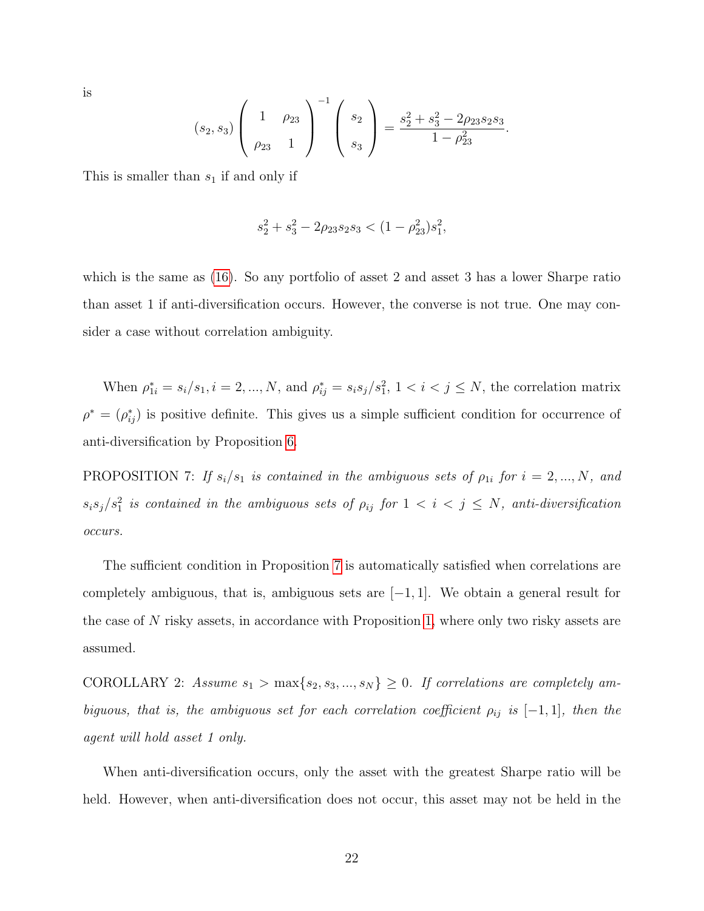is

$$(s_2, s_3) \begin{pmatrix} 1 & \rho_{23} \\ \rho_{23} & 1 \end{pmatrix}^{-1} \begin{pmatrix} s_2 \\ s_3 \end{pmatrix} = \frac{s_2^2 + s_3^2 - 2\rho_{23}s_2 s_3}{1 - \rho_{23}^2}.$$

This is smaller than $s_1$ if and only if

$$s_2^2 + s_3^2 - 2\rho_{23}s_2 s_3 < (1 - \rho_{23}^2)s_1^2,$$

which is the same as (16). So any portfolio of asset 2 and asset 3 has a lower Sharpe ratio than asset 1 if anti-diversification occurs. However, the converse is not true. One may consider a case without correlation ambiguity.

When $\rho^*_{1i} = s_i/s_1, i = 2, ..., N$, and $\rho^*_{ij} = s_i s_j / s_1^2$, $1 < i < j \leq N$, the correlation matrix $\rho^* = (\rho^*_{ij})$ is positive definite. This gives us a simple sufficient condition for occurrence of anti-diversification by Proposition 6.

PROPOSITION 7: *If $s_i/s_1$ is contained in the ambiguous sets of $\rho_{1i}$ for $i = 2, ..., N$, and $s_i s_j / s_1^2$ is contained in the ambiguous sets of $\rho_{ij}$ for $1 < i < j \leq N$, anti-diversification occurs.*

The sufficient condition in Proposition 7 is automatically satisfied when correlations are completely ambiguous, that is, ambiguous sets are $[-1, 1]$. We obtain a general result for the case of $N$ risky assets, in accordance with Proposition 1, where only two risky assets are assumed.

COROLLARY 2: *Assume $s_1 > \max\{s_2, s_3, ..., s_N\} \geq 0$. If correlations are completely ambiguous, that is, the ambiguous set for each correlation coefficient $\rho_{ij}$ is $[-1, 1]$, then the agent will hold asset 1 only.*

When anti-diversification occurs, only the asset with the greatest Sharpe ratio will be held. However, when anti-diversification does not occur, this asset may not be held in the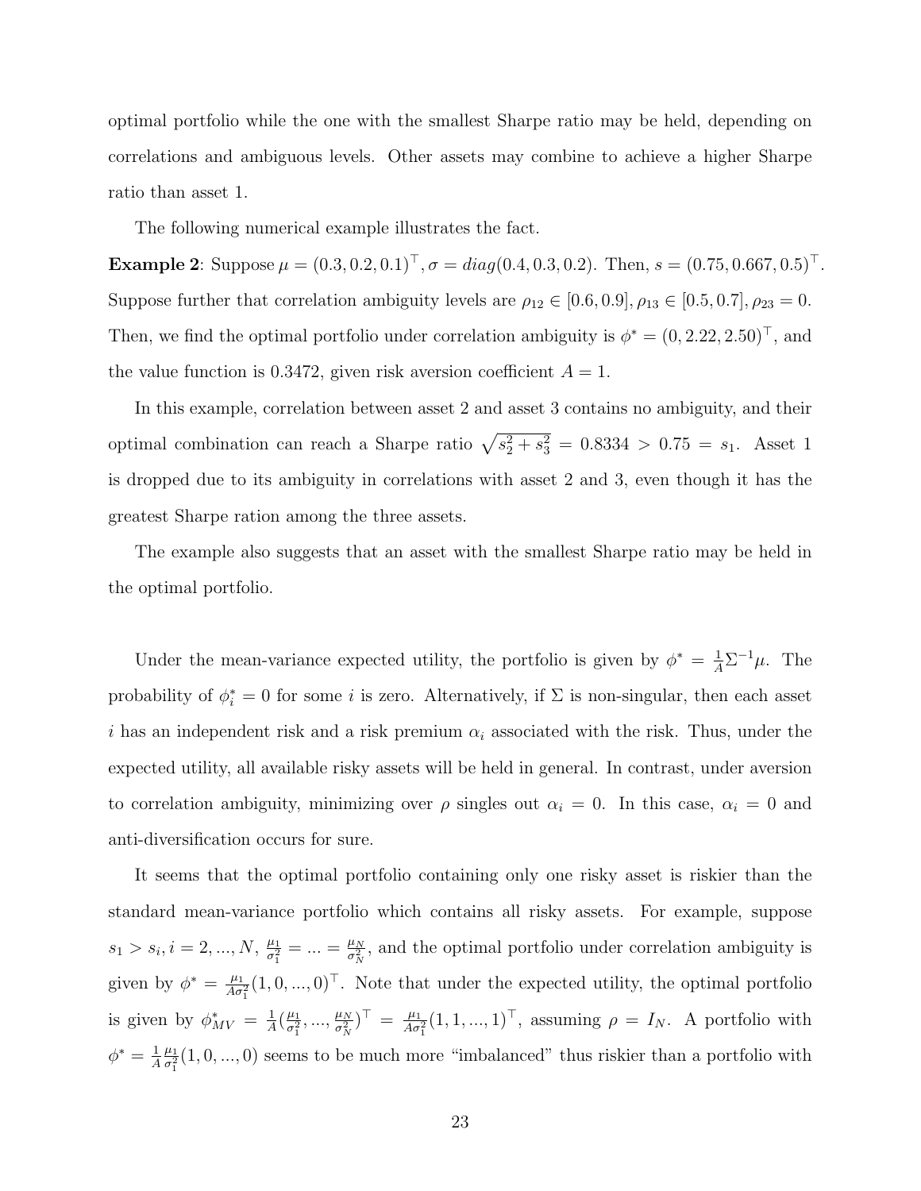optimal portfolio while the one with the smallest Sharpe ratio may be held, depending on correlations and ambiguous levels. Other assets may combine to achieve a higher Sharpe ratio than asset 1.

The following numerical example illustrates the fact.

**Example 2**: Suppose $\mu = (0.3, 0.2, 0.1)^\top, \sigma = diag(0.4, 0.3, 0.2)$. Then, $s = (0.75, 0.667, 0.5)^\top$. Suppose further that correlation ambiguity levels are $\rho_{12} \in [0.6, 0.9], \rho_{13} \in [0.5, 0.7], \rho_{23} = 0$. Then, we find the optimal portfolio under correlation ambiguity is $\phi^* = (0, 2.22, 2.50)^\top$, and the value function is 0.3472, given risk aversion coefficient $A = 1$.

In this example, correlation between asset 2 and asset 3 contains no ambiguity, and their optimal combination can reach a Sharpe ratio $\sqrt{s_2^2 + s_3^2} = 0.8334 > 0.75 = s_1$. Asset 1 is dropped due to its ambiguity in correlations with asset 2 and 3, even though it has the greatest Sharpe ration among the three assets.

The example also suggests that an asset with the smallest Sharpe ratio may be held in the optimal portfolio.

Under the mean-variance expected utility, the portfolio is given by $\phi^* = \frac{1}{A}\Sigma^{-1}\mu$. The probability of $\phi_i^* = 0$ for some $i$ is zero. Alternatively, if $\Sigma$ is non-singular, then each asset $i$ has an independent risk and a risk premium $\alpha_i$ associated with the risk. Thus, under the expected utility, all available risky assets will be held in general. In contrast, under aversion to correlation ambiguity, minimizing over $\rho$ singles out $\alpha_i = 0$. In this case, $\alpha_i = 0$ and anti-diversification occurs for sure.

It seems that the optimal portfolio containing only one risky asset is riskier than the standard mean-variance portfolio which contains all risky assets. For example, suppose $s_1 > s_i, i = 2, ..., N$, $\frac{\mu_1}{\sigma_1^2} = ... = \frac{\mu_N}{\sigma_N^2}$, and the optimal portfolio under correlation ambiguity is given by $\phi^* = \frac{\mu_1}{A\sigma_1^2}(1, 0, ..., 0)^\top$. Note that under the expected utility, the optimal portfolio is given by $\phi_{MV}^* = \frac{1}{A}(\frac{\mu_1}{\sigma_1^2}, ..., \frac{\mu_N}{\sigma_N^2})^\top = \frac{\mu_1}{A\sigma_1^2}(1, 1, ..., 1)^\top$, assuming $\rho = I_N$. A portfolio with $\phi^* = \frac{1}{A}\frac{\mu_1}{\sigma_1^2}(1, 0, ..., 0)$ seems to be much more "imbalanced" thus riskier than a portfolio with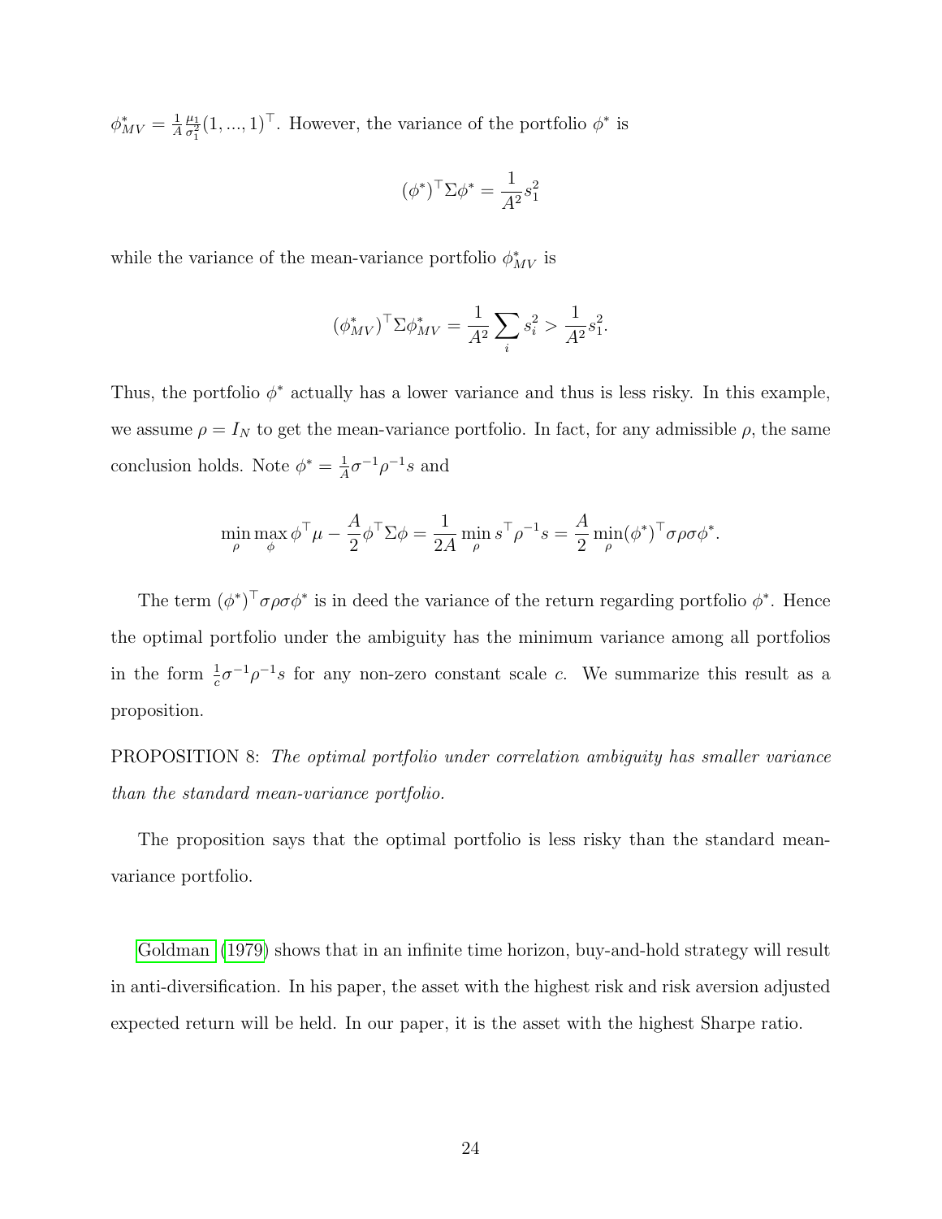$\phi^*_{MV} = \frac{1}{A}\frac{\mu_1}{\sigma_1^2}(1, ..., 1)^\top$. However, the variance of the portfolio $\phi^*$ is

$$(\phi^*)^\top \Sigma \phi^* = \frac{1}{A^2} s_1^2$$

while the variance of the mean-variance portfolio $\phi^*_{MV}$ is

$$(\phi^*_{MV})^\top \Sigma \phi^*_{MV} = \frac{1}{A^2}\sum_i s_i^2 > \frac{1}{A^2} s_1^2.$$

Thus, the portfolio $\phi^*$ actually has a lower variance and thus is less risky. In this example, we assume $\rho = I_N$ to get the mean-variance portfolio. In fact, for any admissible $\rho$, the same conclusion holds. Note $\phi^* = \frac{1}{A}\sigma^{-1}\rho^{-1}s$ and

$$\min_\rho \max_\phi \phi^\top \mu - \frac{A}{2}\phi^\top \Sigma \phi = \frac{1}{2A}\min_\rho s^\top \rho^{-1} s = \frac{A}{2}\min_\rho (\phi^*)^\top \sigma\rho\sigma\phi^*.$$

The term $(\phi^*)^\top \sigma\rho\sigma\phi^*$ is in deed the variance of the return regarding portfolio $\phi^*$. Hence the optimal portfolio under the ambiguity has the minimum variance among all portfolios in the form $\frac{1}{c}\sigma^{-1}\rho^{-1}s$ for any non-zero constant scale $c$. We summarize this result as a proposition.

PROPOSITION 8: *The optimal portfolio under correlation ambiguity has smaller variance than the standard mean-variance portfolio.*

The proposition says that the optimal portfolio is less risky than the standard mean-variance portfolio.

Goldman (1979) shows that in an infinite time horizon, buy-and-hold strategy will result in anti-diversification. In his paper, the asset with the highest risk and risk aversion adjusted expected return will be held. In our paper, it is the asset with the highest Sharpe ratio.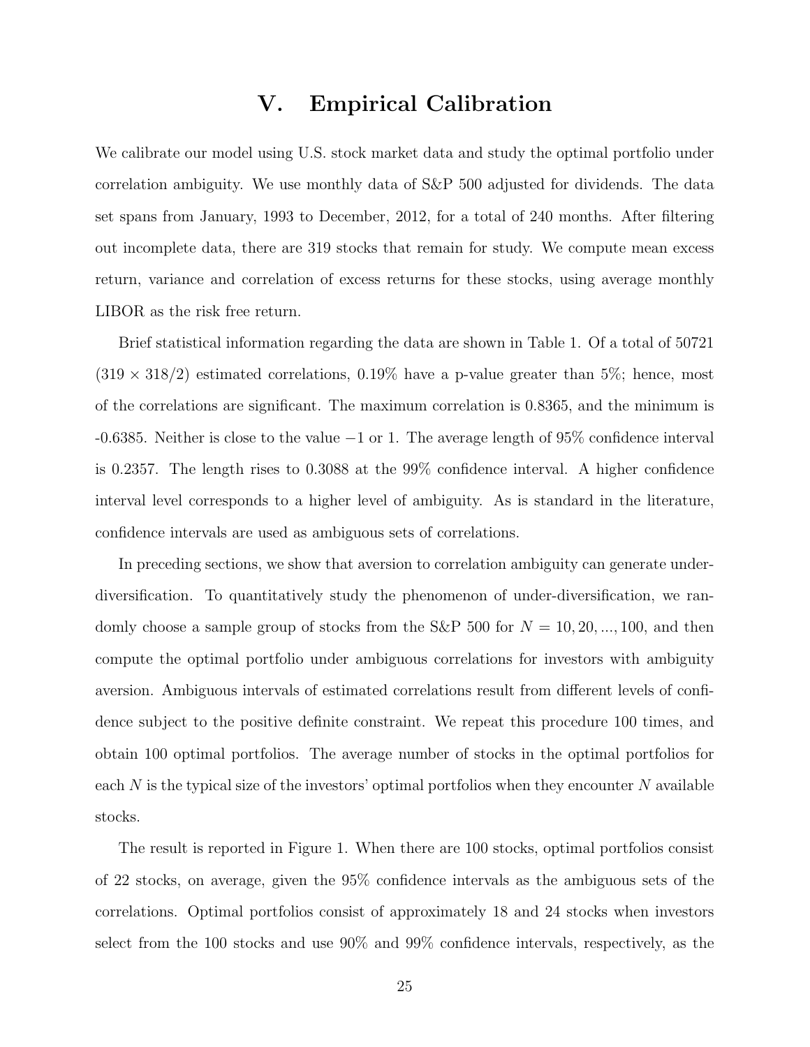# V. Empirical Calibration

We calibrate our model using U.S. stock market data and study the optimal portfolio under correlation ambiguity. We use monthly data of S&P 500 adjusted for dividends. The data set spans from January, 1993 to December, 2012, for a total of 240 months. After filtering out incomplete data, there are 319 stocks that remain for study. We compute mean excess return, variance and correlation of excess returns for these stocks, using average monthly LIBOR as the risk free return.

Brief statistical information regarding the data are shown in Table 1. Of a total of 50721 ($319 \times 318/2$) estimated correlations, 0.19% have a p-value greater than 5%; hence, most of the correlations are significant. The maximum correlation is 0.8365, and the minimum is -0.6385. Neither is close to the value $-1$ or 1. The average length of 95% confidence interval is 0.2357. The length rises to 0.3088 at the 99% confidence interval. A higher confidence interval level corresponds to a higher level of ambiguity. As is standard in the literature, confidence intervals are used as ambiguous sets of correlations.

In preceding sections, we show that aversion to correlation ambiguity can generate under-diversification. To quantitatively study the phenomenon of under-diversification, we randomly choose a sample group of stocks from the S&P 500 for $N = 10, 20, ..., 100$, and then compute the optimal portfolio under ambiguous correlations for investors with ambiguity aversion. Ambiguous intervals of estimated correlations result from different levels of confidence subject to the positive definite constraint. We repeat this procedure 100 times, and obtain 100 optimal portfolios. The average number of stocks in the optimal portfolios for each $N$ is the typical size of the investors' optimal portfolios when they encounter $N$ available stocks.

The result is reported in Figure 1. When there are 100 stocks, optimal portfolios consist of 22 stocks, on average, given the 95% confidence intervals as the ambiguous sets of the correlations. Optimal portfolios consist of approximately 18 and 24 stocks when investors select from the 100 stocks and use 90% and 99% confidence intervals, respectively, as the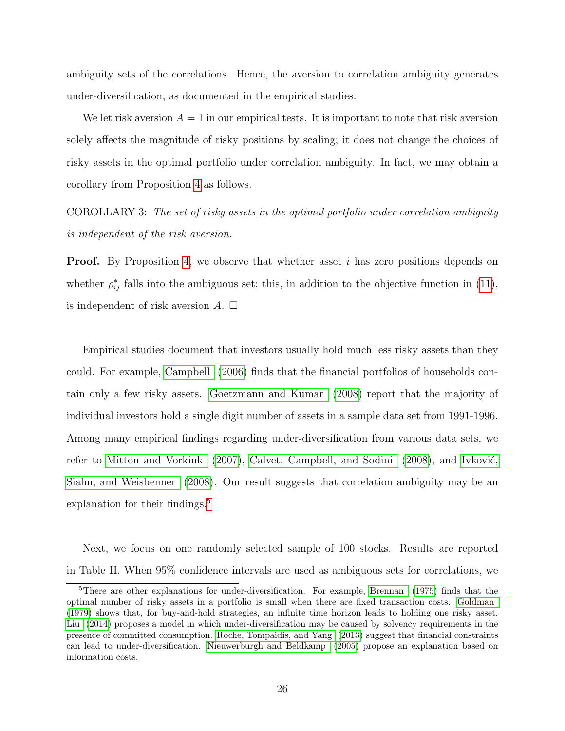ambiguity sets of the correlations. Hence, the aversion to correlation ambiguity generates under-diversification, as documented in the empirical studies.

We let risk aversion $A = 1$ in our empirical tests. It is important to note that risk aversion solely affects the magnitude of risky positions by scaling; it does not change the choices of risky assets in the optimal portfolio under correlation ambiguity. In fact, we may obtain a corollary from Proposition 4 as follows.

COROLLARY 3: *The set of risky assets in the optimal portfolio under correlation ambiguity is independent of the risk aversion.*

**Proof.** By Proposition 4, we observe that whether asset $i$ has zero positions depends on whether $\rho_{ij}^*$ falls into the ambiguous set; this, in addition to the objective function in (11), is independent of risk aversion $A$. □

Empirical studies document that investors usually hold much less risky assets than they could. For example, Campbell (2006) finds that the financial portfolios of households contain only a few risky assets. Goetzmann and Kumar (2008) report that the majority of individual investors hold a single digit number of assets in a sample data set from 1991-1996. Among many empirical findings regarding under-diversification from various data sets, we refer to Mitton and Vorkink (2007), Calvet, Campbell, and Sodini (2008), and Ivković, Sialm, and Weisbenner (2008). Our result suggests that correlation ambiguity may be an explanation for their findings.[5]

Next, we focus on one randomly selected sample of 100 stocks. Results are reported in Table II. When 95% confidence intervals are used as ambiguous sets for correlations, we

[5]There are other explanations for under-diversification. For example, Brennan (1975) finds that the optimal number of risky assets in a portfolio is small when there are fixed transaction costs. Goldman (1979) shows that, for buy-and-hold strategies, an infinite time horizon leads to holding one risky asset. Liu (2014) proposes a model in which under-diversification may be caused by solvency requirements in the presence of committed consumption. Roche, Tompaidis, and Yang (2013) suggest that financial constraints can lead to under-diversification. Nieuwerburgh and Beldkamp (2005) propose an explanation based on information costs.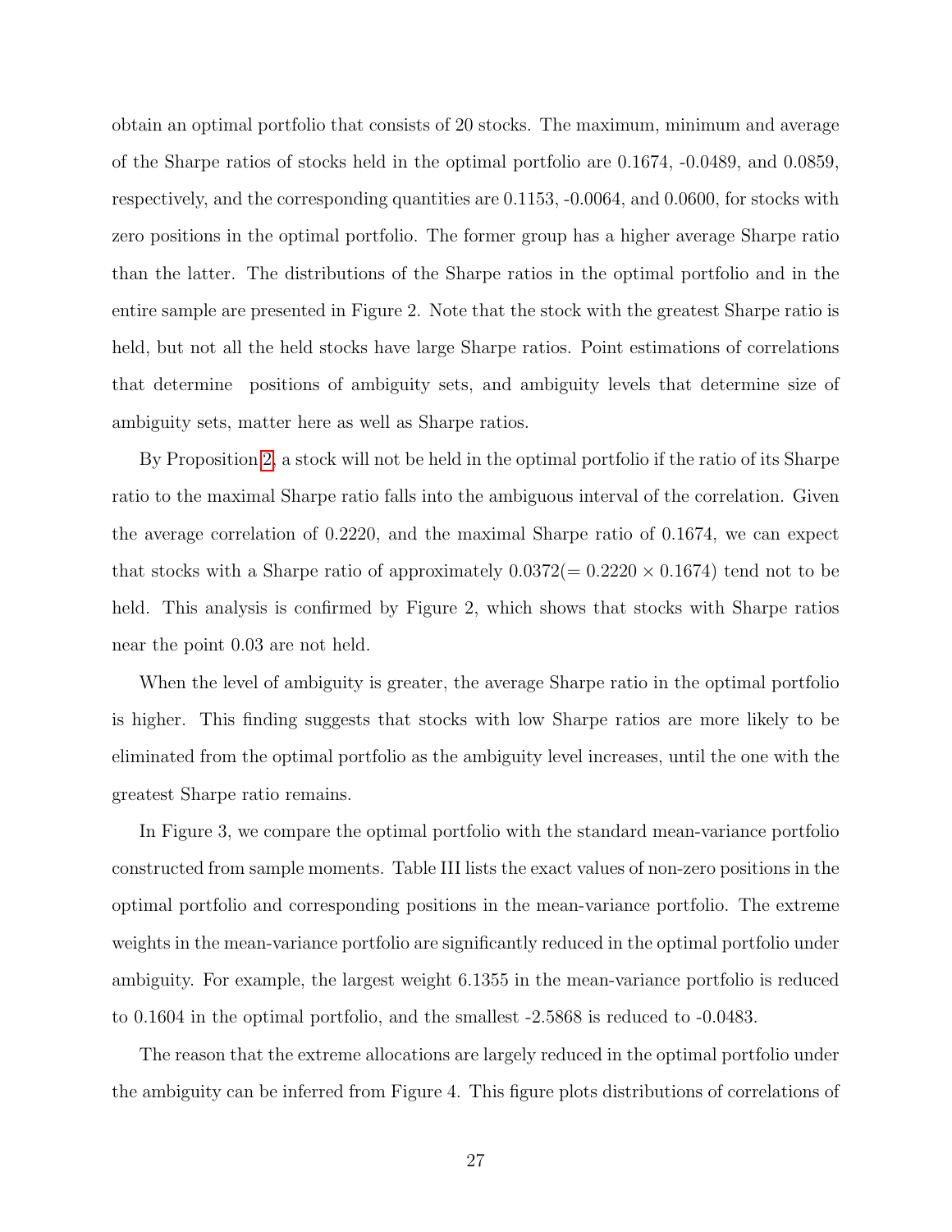obtain an optimal portfolio that consists of 20 stocks. The maximum, minimum and average of the Sharpe ratios of stocks held in the optimal portfolio are 0.1674, -0.0489, and 0.0859, respectively, and the corresponding quantities are 0.1153, -0.0064, and 0.0600, for stocks with zero positions in the optimal portfolio. The former group has a higher average Sharpe ratio than the latter. The distributions of the Sharpe ratios in the optimal portfolio and in the entire sample are presented in Figure 2. Note that the stock with the greatest Sharpe ratio is held, but not all the held stocks have large Sharpe ratios. Point estimations of correlations that determine positions of ambiguity sets, and ambiguity levels that determine size of ambiguity sets, matter here as well as Sharpe ratios.

By Proposition 2, a stock will not be held in the optimal portfolio if the ratio of its Sharpe ratio to the maximal Sharpe ratio falls into the ambiguous interval of the correlation. Given the average correlation of 0.2220, and the maximal Sharpe ratio of 0.1674, we can expect that stocks with a Sharpe ratio of approximately $0.0372 (= 0.2220 \times 0.1674)$ tend not to be held. This analysis is confirmed by Figure 2, which shows that stocks with Sharpe ratios near the point 0.03 are not held.

When the level of ambiguity is greater, the average Sharpe ratio in the optimal portfolio is higher. This finding suggests that stocks with low Sharpe ratios are more likely to be eliminated from the optimal portfolio as the ambiguity level increases, until the one with the greatest Sharpe ratio remains.

In Figure 3, we compare the optimal portfolio with the standard mean-variance portfolio constructed from sample moments. Table III lists the exact values of non-zero positions in the optimal portfolio and corresponding positions in the mean-variance portfolio. The extreme weights in the mean-variance portfolio are significantly reduced in the optimal portfolio under ambiguity. For example, the largest weight 6.1355 in the mean-variance portfolio is reduced to 0.1604 in the optimal portfolio, and the smallest -2.5868 is reduced to -0.0483.

The reason that the extreme allocations are largely reduced in the optimal portfolio under the ambiguity can be inferred from Figure 4. This figure plots distributions of correlations of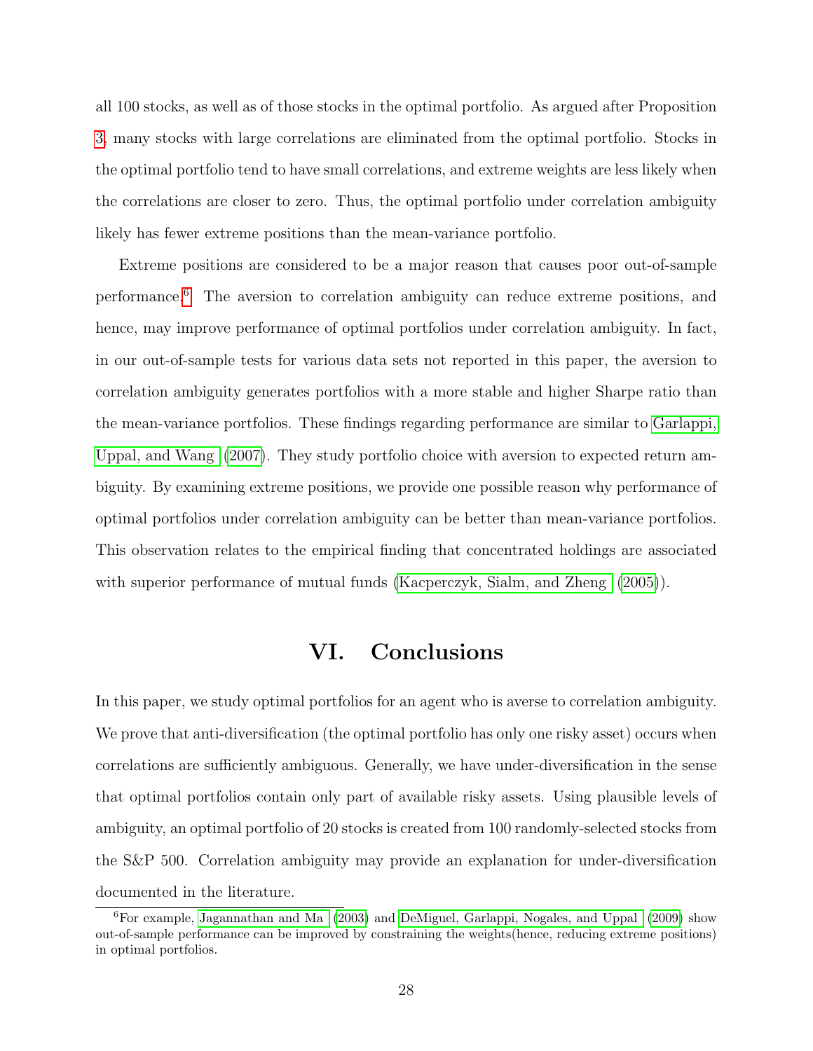all 100 stocks, as well as of those stocks in the optimal portfolio. As argued after Proposition 3, many stocks with large correlations are eliminated from the optimal portfolio. Stocks in the optimal portfolio tend to have small correlations, and extreme weights are less likely when the correlations are closer to zero. Thus, the optimal portfolio under correlation ambiguity likely has fewer extreme positions than the mean-variance portfolio.

Extreme positions are considered to be a major reason that causes poor out-of-sample performance.[6] The aversion to correlation ambiguity can reduce extreme positions, and hence, may improve performance of optimal portfolios under correlation ambiguity. In fact, in our out-of-sample tests for various data sets not reported in this paper, the aversion to correlation ambiguity generates portfolios with a more stable and higher Sharpe ratio than the mean-variance portfolios. These findings regarding performance are similar to Garlappi, Uppal, and Wang (2007). They study portfolio choice with aversion to expected return ambiguity. By examining extreme positions, we provide one possible reason why performance of optimal portfolios under correlation ambiguity can be better than mean-variance portfolios. This observation relates to the empirical finding that concentrated holdings are associated with superior performance of mutual funds (Kacperczyk, Sialm, and Zheng (2005)).

# VI. Conclusions

In this paper, we study optimal portfolios for an agent who is averse to correlation ambiguity. We prove that anti-diversification (the optimal portfolio has only one risky asset) occurs when correlations are sufficiently ambiguous. Generally, we have under-diversification in the sense that optimal portfolios contain only part of available risky assets. Using plausible levels of ambiguity, an optimal portfolio of 20 stocks is created from 100 randomly-selected stocks from the S&P 500. Correlation ambiguity may provide an explanation for under-diversification documented in the literature.

[6] For example, Jagannathan and Ma (2003) and DeMiguel, Garlappi, Nogales, and Uppal (2009) show out-of-sample performance can be improved by constraining the weights(hence, reducing extreme positions) in optimal portfolios.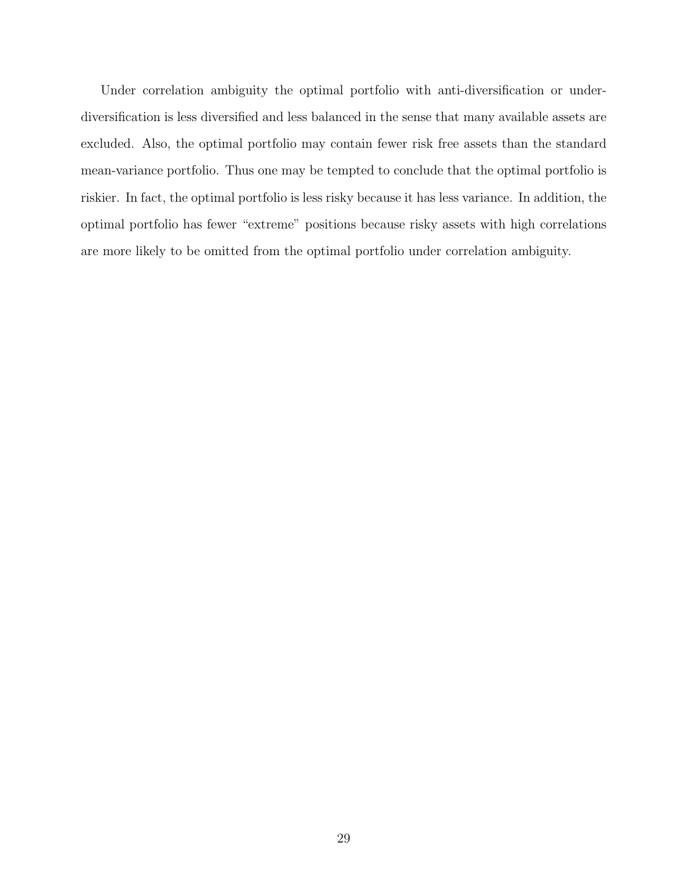Under correlation ambiguity the optimal portfolio with anti-diversification or under-diversification is less diversified and less balanced in the sense that many available assets are excluded. Also, the optimal portfolio may contain fewer risk free assets than the standard mean-variance portfolio. Thus one may be tempted to conclude that the optimal portfolio is riskier. In fact, the optimal portfolio is less risky because it has less variance. In addition, the optimal portfolio has fewer "extreme" positions because risky assets with high correlations are more likely to be omitted from the optimal portfolio under correlation ambiguity.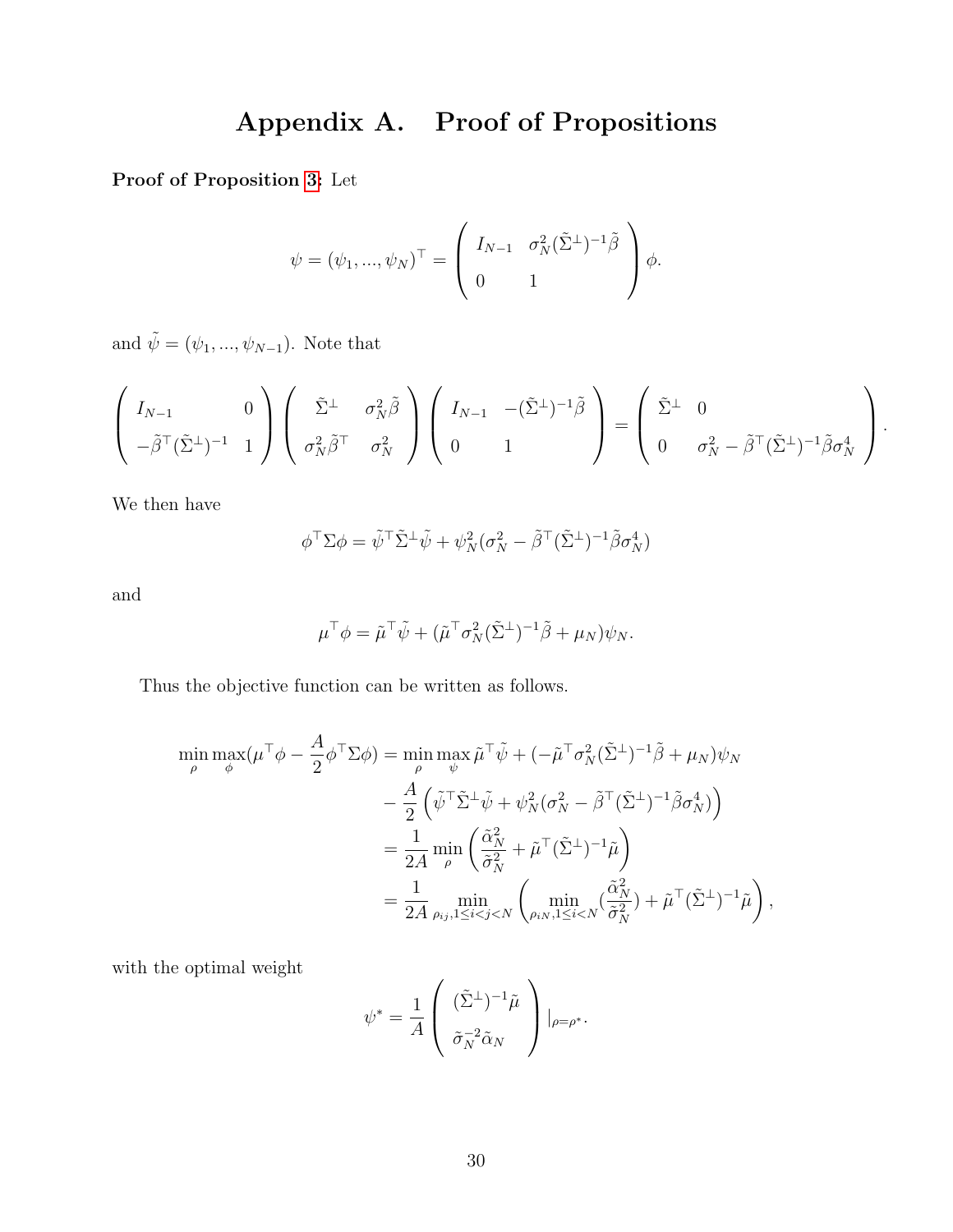# Appendix A. Proof of Propositions

**Proof of Proposition 3:** Let

$$\psi = (\psi_1, ..., \psi_N)^\top = \begin{pmatrix} I_{N-1} & \sigma_N^2 (\tilde{\Sigma}^\perp)^{-1} \tilde{\beta} \\ 0 & 1 \end{pmatrix} \phi.$$

and $\tilde{\psi} = (\psi_1, ..., \psi_{N-1})$. Note that

$$\begin{pmatrix} I_{N-1} & 0 \\ -\tilde{\beta}^\top (\tilde{\Sigma}^\perp)^{-1} & 1 \end{pmatrix} \begin{pmatrix} \tilde{\Sigma}^\perp & \sigma_N^2 \tilde{\beta} \\ \sigma_N^2 \tilde{\beta}^\top & \sigma_N^2 \end{pmatrix} \begin{pmatrix} I_{N-1} & -(\tilde{\Sigma}^\perp)^{-1} \tilde{\beta} \\ 0 & 1 \end{pmatrix} = \begin{pmatrix} \tilde{\Sigma}^\perp & 0 \\ 0 & \sigma_N^2 - \tilde{\beta}^\top (\tilde{\Sigma}^\perp)^{-1} \tilde{\beta} \sigma_N^4 \end{pmatrix}.$$

We then have

$$\phi^\top \Sigma \phi = \tilde{\psi}^\top \tilde{\Sigma}^\perp \tilde{\psi} + \psi_N^2 (\sigma_N^2 - \tilde{\beta}^\top (\tilde{\Sigma}^\perp)^{-1} \tilde{\beta} \sigma_N^4)$$

and

$$\mu^\top \phi = \tilde{\mu}^\top \tilde{\psi} + (\tilde{\mu}^\top \sigma_N^2 (\tilde{\Sigma}^\perp)^{-1} \tilde{\beta} + \mu_N) \psi_N.$$

Thus the objective function can be written as follows.

$$\begin{aligned}
\min_\rho \max_\phi (\mu^\top \phi - \frac{A}{2} \phi^\top \Sigma \phi) &= \min_\rho \max_\psi \tilde{\mu}^\top \tilde{\psi} + (-\tilde{\mu}^\top \sigma_N^2 (\tilde{\Sigma}^\perp)^{-1} \tilde{\beta} + \mu_N) \psi_N \\
&\quad - \frac{A}{2} \left( \tilde{\psi}^\top \tilde{\Sigma}^\perp \tilde{\psi} + \psi_N^2 (\sigma_N^2 - \tilde{\beta}^\top (\tilde{\Sigma}^\perp)^{-1} \tilde{\beta} \sigma_N^4) \right) \\
&= \frac{1}{2A} \min_\rho \left( \frac{\tilde{\alpha}_N^2}{\tilde{\sigma}_N^2} + \tilde{\mu}^\top (\tilde{\Sigma}^\perp)^{-1} \tilde{\mu} \right) \\
&= \frac{1}{2A} \min_{\rho_{ij}, 1 \le i < j < N} \left( \min_{\rho_{iN}, 1 \le i < N} (\frac{\tilde{\alpha}_N^2}{\tilde{\sigma}_N^2}) + \tilde{\mu}^\top (\tilde{\Sigma}^\perp)^{-1} \tilde{\mu} \right),
\end{aligned}$$

with the optimal weight

$$\psi^* = \frac{1}{A} \begin{pmatrix} (\tilde{\Sigma}^\perp)^{-1} \tilde{\mu} \\ \tilde{\sigma}_N^{-2} \tilde{\alpha}_N \end{pmatrix} |_{\rho = \rho^*}.$$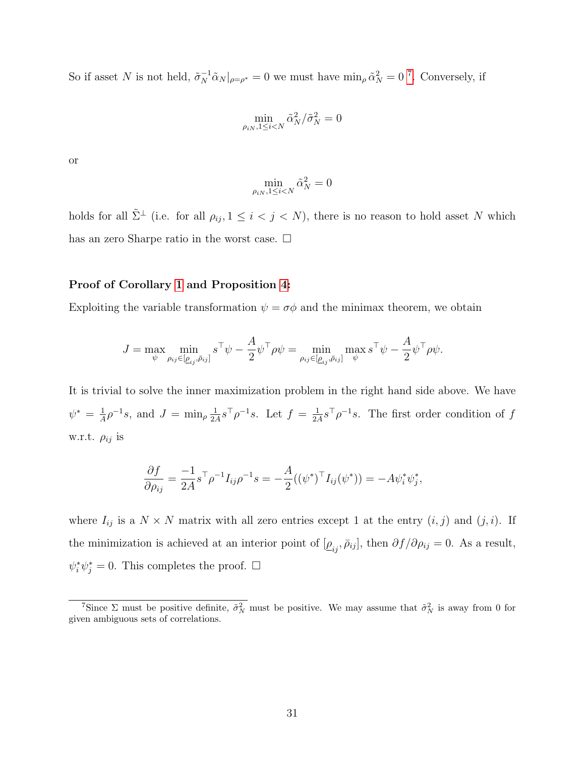So if asset $N$ is not held, $\tilde{\sigma}_N^{-1}\tilde{\alpha}_N|_{\rho=\rho^*} = 0$ we must have $\min_\rho \tilde{\alpha}_N^2 = 0$ [7]. Conversely, if

$$\min_{\rho_{iN}, 1 \le i < N} \tilde{\alpha}_N^2 / \tilde{\sigma}_N^2 = 0$$

or

$$\min_{\rho_{iN}, 1 \le i < N} \tilde{\alpha}_N^2 = 0$$

holds for all $\tilde{\Sigma}^\perp$ (i.e. for all $\rho_{ij}, 1 \le i < j < N$), there is no reason to hold asset $N$ which has an zero Sharpe ratio in the worst case. $\square$

**Proof of Corollary 1 and Proposition 4:**

Exploiting the variable transformation $\psi = \sigma\phi$ and the minimax theorem, we obtain

$$J = \max_{\psi} \min_{\rho_{ij} \in [\underline{\rho}_{ij}, \bar{\rho}_{ij}]} s^\top \psi - \frac{A}{2}\psi^\top \rho \psi = \min_{\rho_{ij} \in [\underline{\rho}_{ij}, \bar{\rho}_{ij}]} \max_{\psi} s^\top \psi - \frac{A}{2}\psi^\top \rho \psi.$$

It is trivial to solve the inner maximization problem in the right hand side above. We have $\psi^* = \frac{1}{A}\rho^{-1}s$, and $J = \min_\rho \frac{1}{2A} s^\top \rho^{-1} s$. Let $f = \frac{1}{2A} s^\top \rho^{-1} s$. The first order condition of $f$ w.r.t. $\rho_{ij}$ is

$$\frac{\partial f}{\partial \rho_{ij}} = \frac{-1}{2A} s^\top \rho^{-1} I_{ij} \rho^{-1} s = -\frac{A}{2}((\psi^*)^\top I_{ij} (\psi^*)) = -A\psi_i^* \psi_j^*,$$

where $I_{ij}$ is a $N \times N$ matrix with all zero entries except 1 at the entry $(i,j)$ and $(j,i)$. If the minimization is achieved at an interior point of $[\underline{\rho}_{ij}, \bar{\rho}_{ij}]$, then $\partial f / \partial \rho_{ij} = 0$. As a result, $\psi_i^* \psi_j^* = 0$. This completes the proof. $\square$

[7] Since $\Sigma$ must be positive definite, $\tilde{\sigma}_N^2$ must be positive. We may assume that $\tilde{\sigma}_N^2$ is away from 0 for given ambiguous sets of correlations.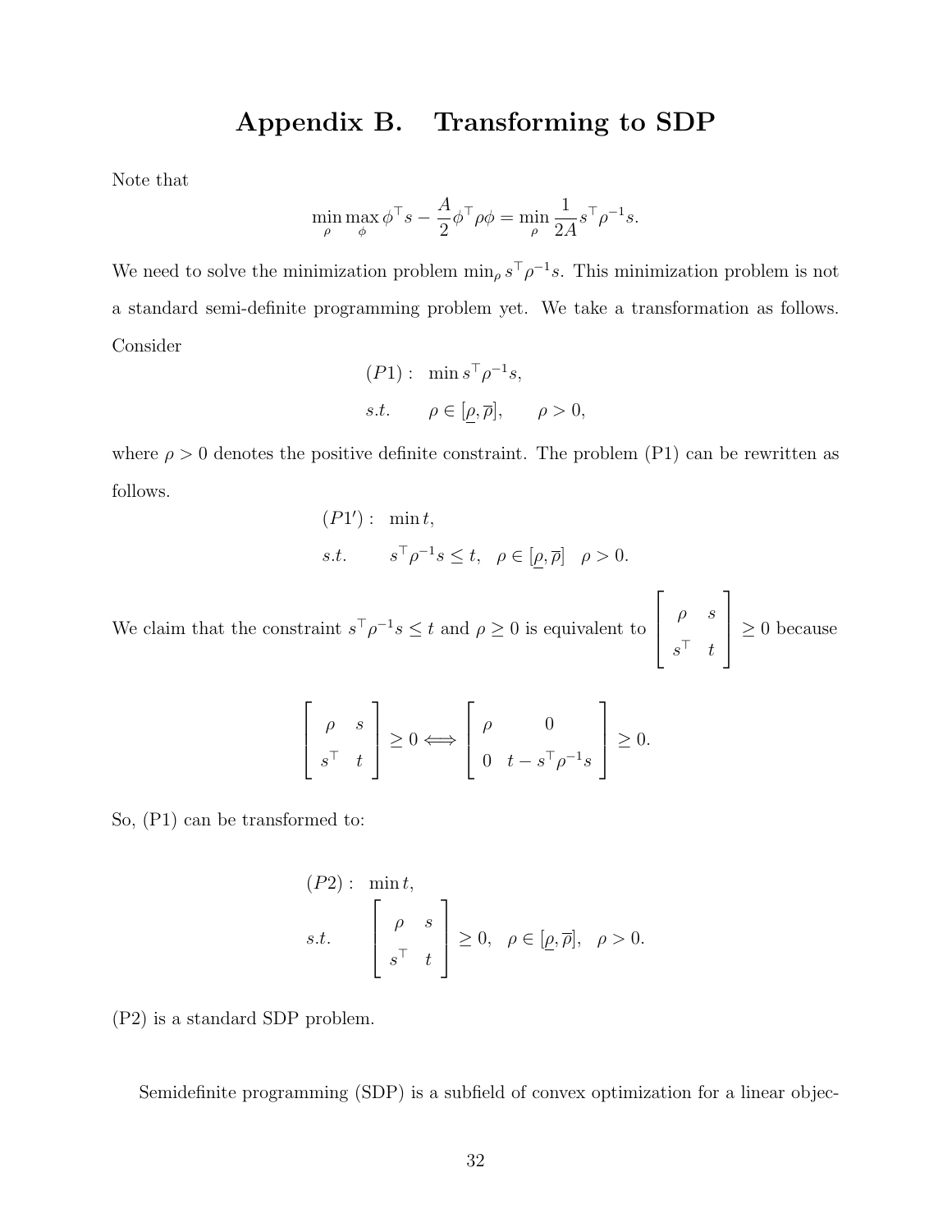# Appendix B. Transforming to SDP

Note that

$$\min_{\rho} \max_{\phi} \phi^{\top} s - \frac{A}{2} \phi^{\top} \rho \phi = \min_{\rho} \frac{1}{2A} s^{\top} \rho^{-1} s.$$

We need to solve the minimization problem $\min_{\rho} s^{\top} \rho^{-1} s$. This minimization problem is not a standard semi-definite programming problem yet. We take a transformation as follows. Consider

$$\begin{aligned}
(P1): \quad & \min s^{\top} \rho^{-1} s, \\
s.t. \quad & \rho \in [\underline{\rho}, \overline{\rho}], \qquad \rho > 0,
\end{aligned}$$

where $\rho > 0$ denotes the positive definite constraint. The problem (P1) can be rewritten as follows.

$$\begin{aligned}
(P1'): \quad & \min t, \\
s.t. \quad & s^{\top} \rho^{-1} s \leq t, \quad \rho \in [\underline{\rho}, \overline{\rho}] \quad \rho > 0.
\end{aligned}$$

We claim that the constraint $s^{\top} \rho^{-1} s \leq t$ and $\rho \geq 0$ is equivalent to $\begin{bmatrix} \rho & s \\ s^{\top} & t \end{bmatrix} \geq 0$ because

$$\begin{bmatrix} \rho & s \\ s^{\top} & t \end{bmatrix} \geq 0 \Longleftrightarrow \begin{bmatrix} \rho & 0 \\ 0 & t - s^{\top} \rho^{-1} s \end{bmatrix} \geq 0.$$

So, (P1) can be transformed to:

$$\begin{aligned}
(P2): \quad & \min t, \\
s.t. \quad & \begin{bmatrix} \rho & s \\ s^{\top} & t \end{bmatrix} \geq 0, \quad \rho \in [\underline{\rho}, \overline{\rho}], \quad \rho > 0.
\end{aligned}$$

(P2) is a standard SDP problem.

Semidefinite programming (SDP) is a subfield of convex optimization for a linear objec-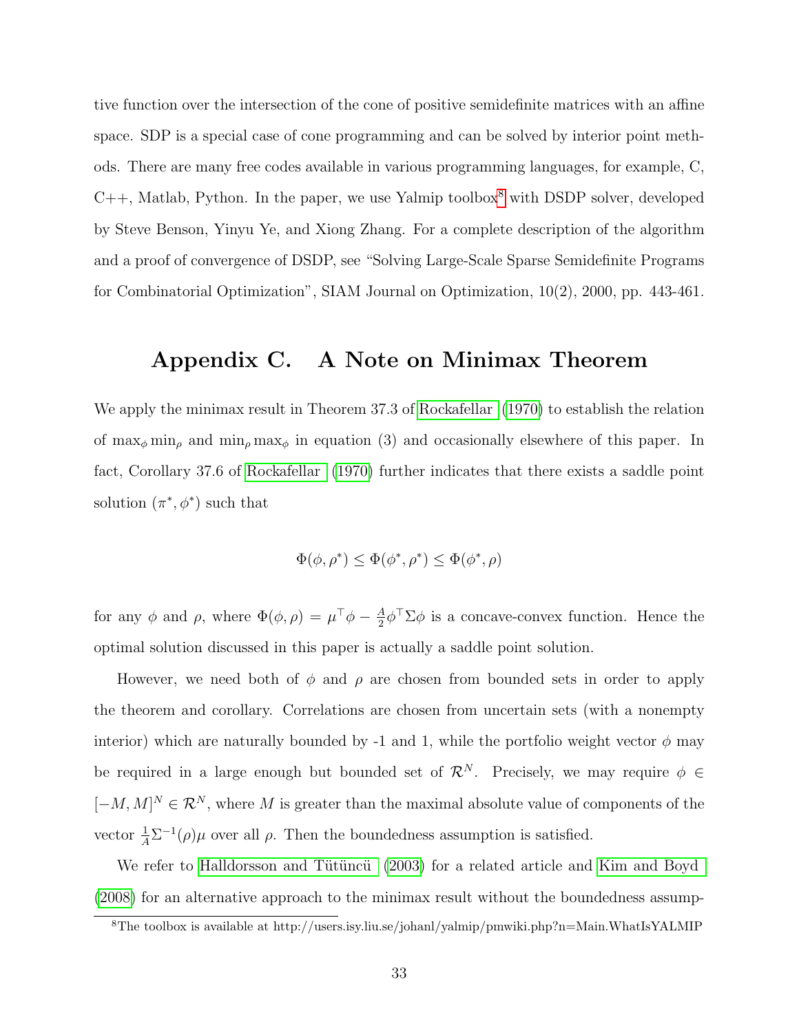tive function over the intersection of the cone of positive semidefinite matrices with an affine space. SDP is a special case of cone programming and can be solved by interior point methods. There are many free codes available in various programming languages, for example, C, C++, Matlab, Python. In the paper, we use Yalmip toolbox[8] with DSDP solver, developed by Steve Benson, Yinyu Ye, and Xiong Zhang. For a complete description of the algorithm and a proof of convergence of DSDP, see "Solving Large-Scale Sparse Semidefinite Programs for Combinatorial Optimization", SIAM Journal on Optimization, 10(2), 2000, pp. 443-461.

# Appendix C. A Note on Minimax Theorem

We apply the minimax result in Theorem 37.3 of Rockafellar (1970) to establish the relation of $\max_\phi \min_\rho$ and $\min_\rho \max_\phi$ in equation (3) and occasionally elsewhere of this paper. In fact, Corollary 37.6 of Rockafellar (1970) further indicates that there exists a saddle point solution $(\pi^*, \phi^*)$ such that

$$\Phi(\phi, \rho^*) \leq \Phi(\phi^*, \rho^*) \leq \Phi(\phi^*, \rho)$$

for any $\phi$ and $\rho$, where $\Phi(\phi, \rho) = \mu^\top \phi - \frac{A}{2} \phi^\top \Sigma \phi$ is a concave-convex function. Hence the optimal solution discussed in this paper is actually a saddle point solution.

However, we need both of $\phi$ and $\rho$ are chosen from bounded sets in order to apply the theorem and corollary. Correlations are chosen from uncertain sets (with a nonempty interior) which are naturally bounded by -1 and 1, while the portfolio weight vector $\phi$ may be required in a large enough but bounded set of $\mathcal{R}^N$. Precisely, we may require $\phi \in [-M, M]^N \in \mathcal{R}^N$, where $M$ is greater than the maximal absolute value of components of the vector $\frac{1}{A}\Sigma^{-1}(\rho)\mu$ over all $\rho$. Then the boundedness assumption is satisfied.

We refer to Halldorsson and Tütüncü (2003) for a related article and Kim and Boyd (2008) for an alternative approach to the minimax result without the boundedness assump-

[8] The toolbox is available at http://users.isy.liu.se/johanl/yalmip/pmwiki.php?n=Main.WhatIsYALMIP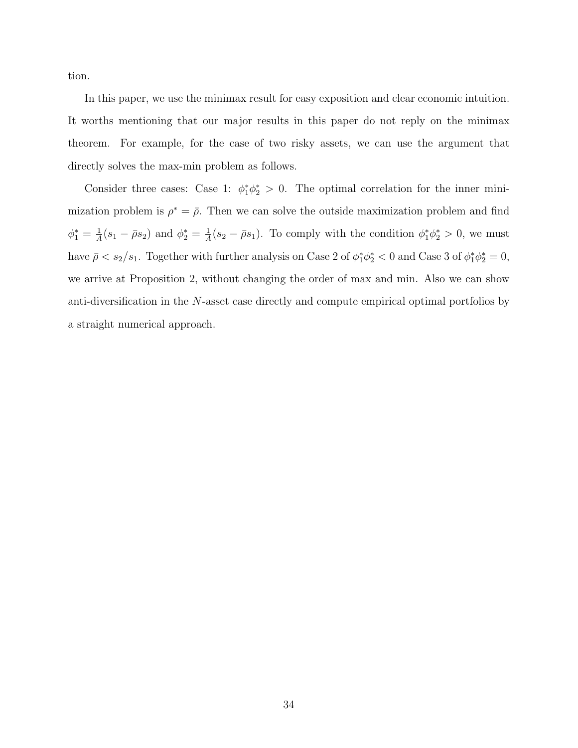tion.

In this paper, we use the minimax result for easy exposition and clear economic intuition. It worths mentioning that our major results in this paper do not reply on the minimax theorem. For example, for the case of two risky assets, we can use the argument that directly solves the max-min problem as follows.

Consider three cases: Case 1: $\phi_1^* \phi_2^* > 0$. The optimal correlation for the inner minimization problem is $\rho^* = \bar{\rho}$. Then we can solve the outside maximization problem and find $\phi_1^* = \frac{1}{A}(s_1 - \bar{\rho} s_2)$ and $\phi_2^* = \frac{1}{A}(s_2 - \bar{\rho} s_1)$. To comply with the condition $\phi_1^* \phi_2^* > 0$, we must have $\bar{\rho} < s_2/s_1$. Together with further analysis on Case 2 of $\phi_1^* \phi_2^* < 0$ and Case 3 of $\phi_1^* \phi_2^* = 0$, we arrive at Proposition 2, without changing the order of max and min. Also we can show anti-diversification in the $N$-asset case directly and compute empirical optimal portfolios by a straight numerical approach.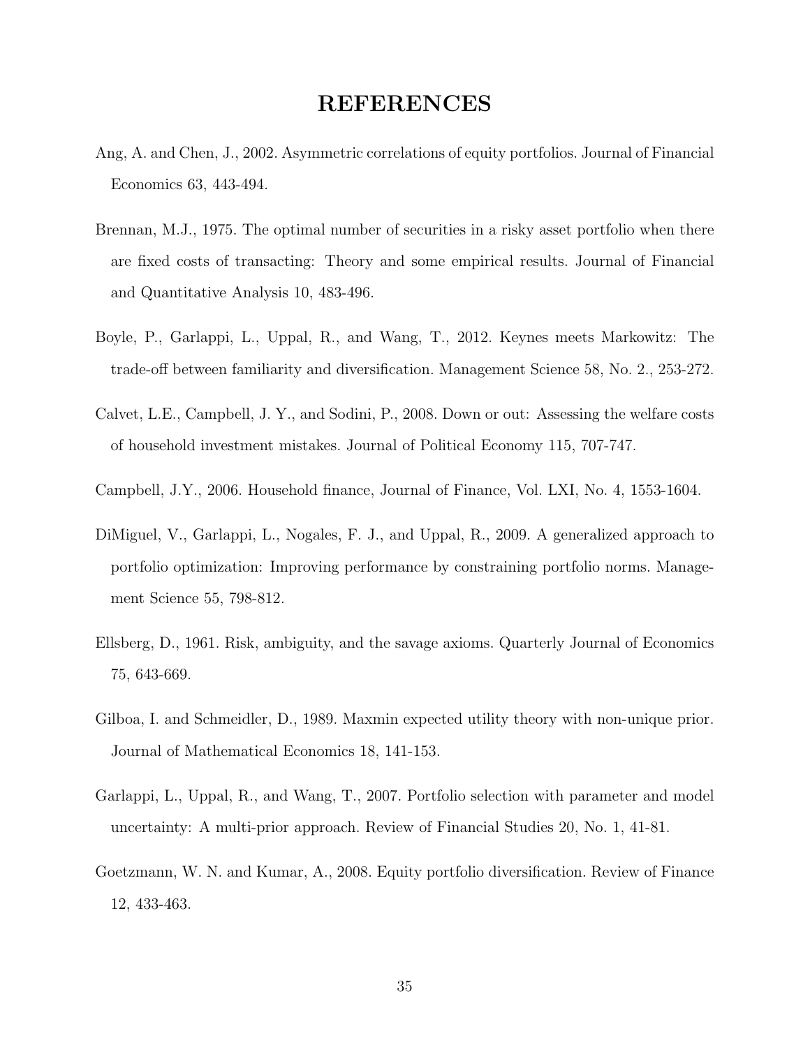# REFERENCES

Ang, A. and Chen, J., 2002. Asymmetric correlations of equity portfolios. Journal of Financial Economics 63, 443-494.

Brennan, M.J., 1975. The optimal number of securities in a risky asset portfolio when there are fixed costs of transacting: Theory and some empirical results. Journal of Financial and Quantitative Analysis 10, 483-496.

Boyle, P., Garlappi, L., Uppal, R., and Wang, T., 2012. Keynes meets Markowitz: The trade-off between familiarity and diversification. Management Science 58, No. 2., 253-272.

Calvet, L.E., Campbell, J. Y., and Sodini, P., 2008. Down or out: Assessing the welfare costs of household investment mistakes. Journal of Political Economy 115, 707-747.

Campbell, J.Y., 2006. Household finance, Journal of Finance, Vol. LXI, No. 4, 1553-1604.

DiMiguel, V., Garlappi, L., Nogales, F. J., and Uppal, R., 2009. A generalized approach to portfolio optimization: Improving performance by constraining portfolio norms. Management Science 55, 798-812.

Ellsberg, D., 1961. Risk, ambiguity, and the savage axioms. Quarterly Journal of Economics 75, 643-669.

Gilboa, I. and Schmeidler, D., 1989. Maxmin expected utility theory with non-unique prior. Journal of Mathematical Economics 18, 141-153.

Garlappi, L., Uppal, R., and Wang, T., 2007. Portfolio selection with parameter and model uncertainty: A multi-prior approach. Review of Financial Studies 20, No. 1, 41-81.

Goetzmann, W. N. and Kumar, A., 2008. Equity portfolio diversification. Review of Finance 12, 433-463.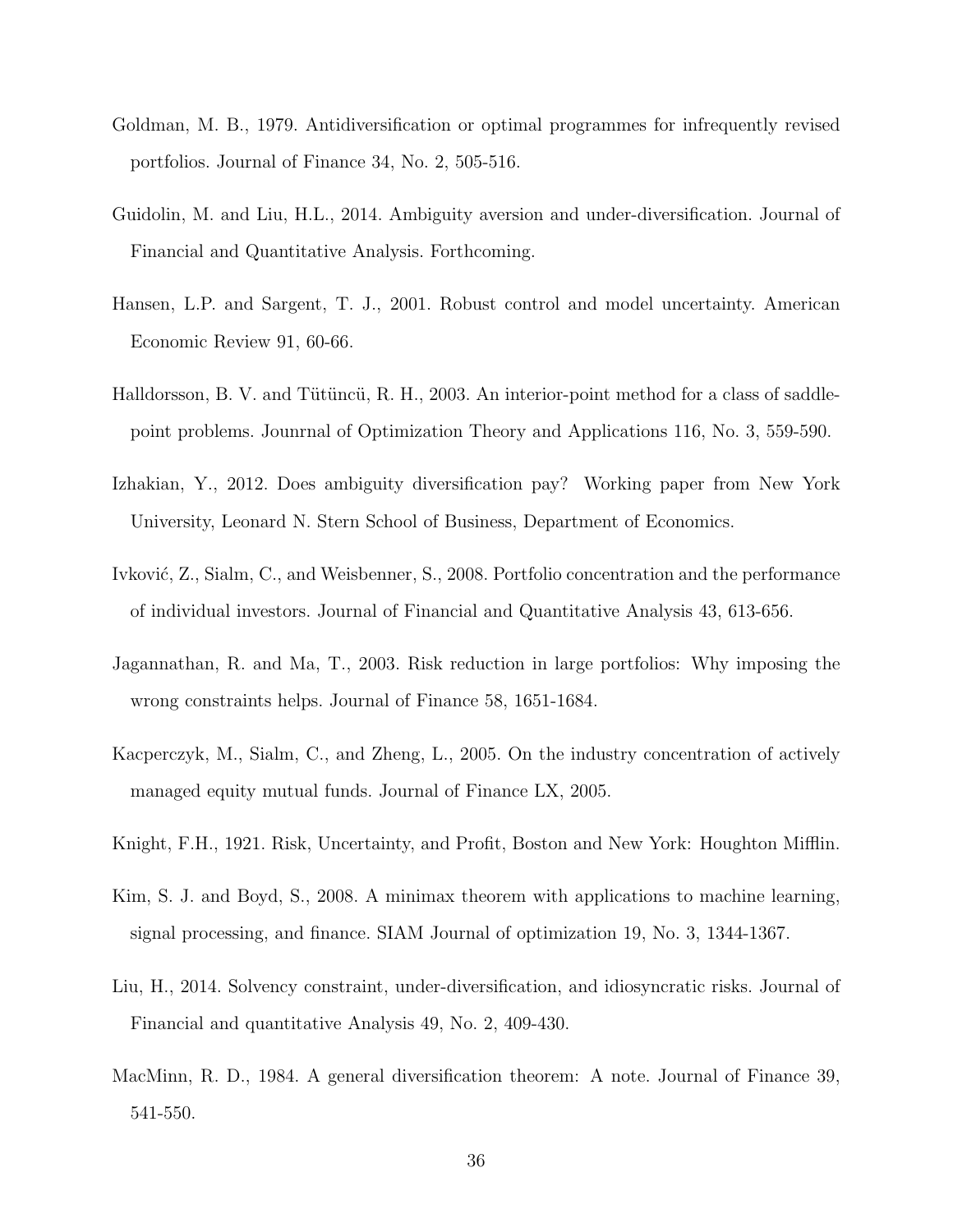Goldman, M. B., 1979. Antidiversification or optimal programmes for infrequently revised portfolios. Journal of Finance 34, No. 2, 505-516.

Guidolin, M. and Liu, H.L., 2014. Ambiguity aversion and under-diversification. Journal of Financial and Quantitative Analysis. Forthcoming.

Hansen, L.P. and Sargent, T. J., 2001. Robust control and model uncertainty. American Economic Review 91, 60-66.

Halldorsson, B. V. and Tütüncü, R. H., 2003. An interior-point method for a class of saddle-point problems. Jounrnal of Optimization Theory and Applications 116, No. 3, 559-590.

Izhakian, Y., 2012. Does ambiguity diversification pay? Working paper from New York University, Leonard N. Stern School of Business, Department of Economics.

Ivković, Z., Sialm, C., and Weisbenner, S., 2008. Portfolio concentration and the performance of individual investors. Journal of Financial and Quantitative Analysis 43, 613-656.

Jagannathan, R. and Ma, T., 2003. Risk reduction in large portfolios: Why imposing the wrong constraints helps. Journal of Finance 58, 1651-1684.

Kacperczyk, M., Sialm, C., and Zheng, L., 2005. On the industry concentration of actively managed equity mutual funds. Journal of Finance LX, 2005.

Knight, F.H., 1921. Risk, Uncertainty, and Profit, Boston and New York: Houghton Mifflin.

Kim, S. J. and Boyd, S., 2008. A minimax theorem with applications to machine learning, signal processing, and finance. SIAM Journal of optimization 19, No. 3, 1344-1367.

Liu, H., 2014. Solvency constraint, under-diversification, and idiosyncratic risks. Journal of Financial and quantitative Analysis 49, No. 2, 409-430.

MacMinn, R. D., 1984. A general diversification theorem: A note. Journal of Finance 39, 541-550.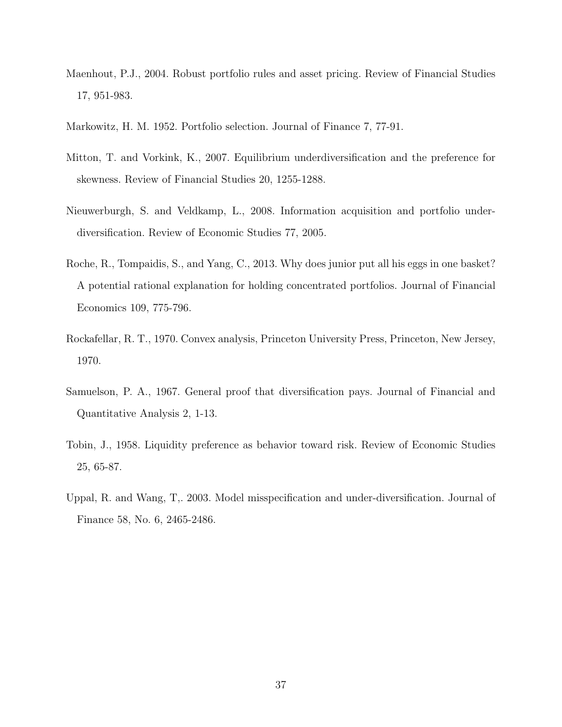Maenhout, P.J., 2004. Robust portfolio rules and asset pricing. Review of Financial Studies 17, 951-983.

Markowitz, H. M. 1952. Portfolio selection. Journal of Finance 7, 77-91.

Mitton, T. and Vorkink, K., 2007. Equilibrium underdiversification and the preference for skewness. Review of Financial Studies 20, 1255-1288.

Nieuwerburgh, S. and Veldkamp, L., 2008. Information acquisition and portfolio under-diversification. Review of Economic Studies 77, 2005.

Roche, R., Tompaidis, S., and Yang, C., 2013. Why does junior put all his eggs in one basket? A potential rational explanation for holding concentrated portfolios. Journal of Financial Economics 109, 775-796.

Rockafellar, R. T., 1970. Convex analysis, Princeton University Press, Princeton, New Jersey, 1970.

Samuelson, P. A., 1967. General proof that diversification pays. Journal of Financial and Quantitative Analysis 2, 1-13.

Tobin, J., 1958. Liquidity preference as behavior toward risk. Review of Economic Studies 25, 65-87.

Uppal, R. and Wang, T,. 2003. Model misspecification and under-diversification. Journal of Finance 58, No. 6, 2465-2486.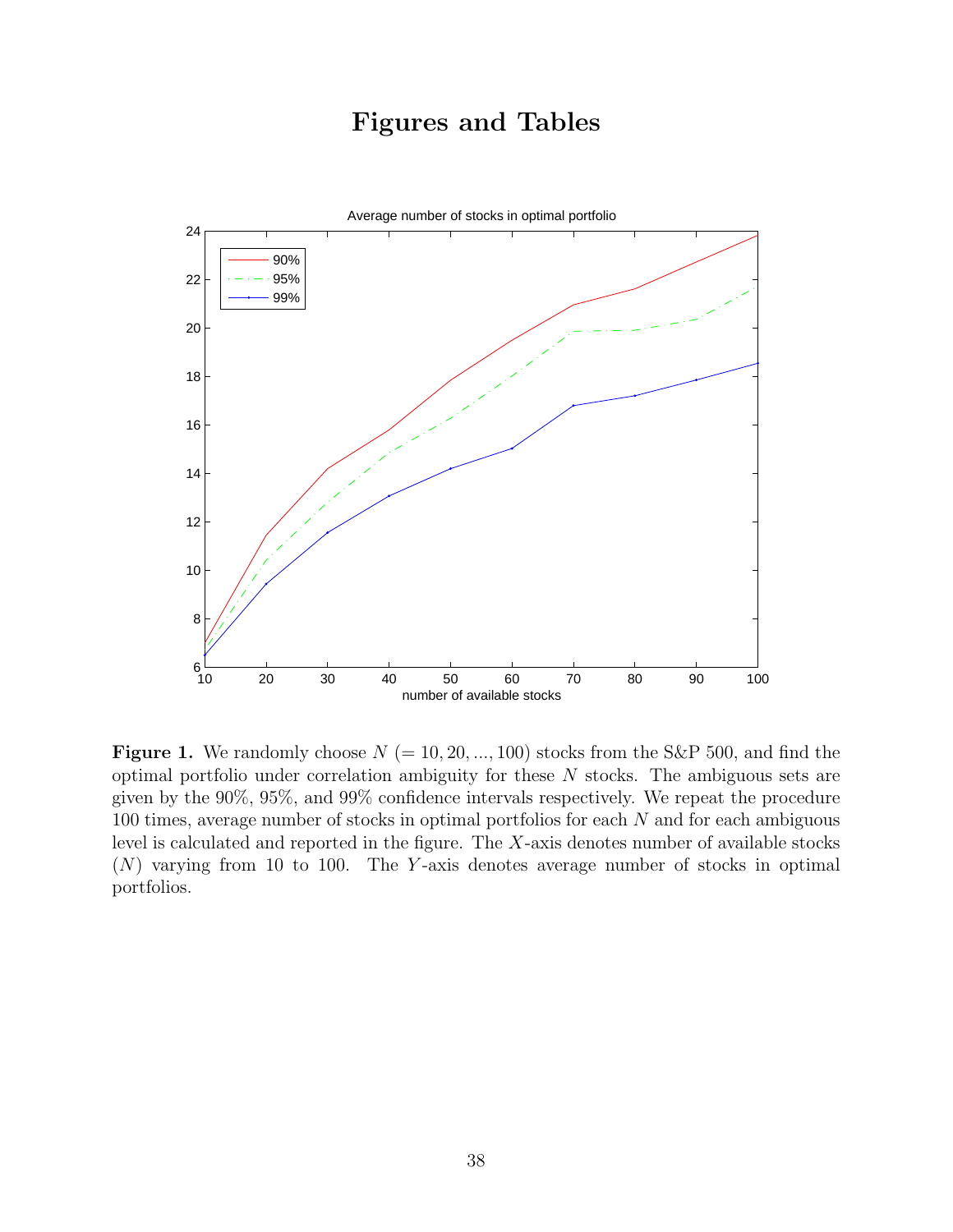# Figures and Tables

**Figure 1.** We randomly choose $N$ $(= 10, 20, ..., 100)$ stocks from the S&P 500, and find the optimal portfolio under correlation ambiguity for these $N$ stocks. The ambiguous sets are given by the 90%, 95%, and 99% confidence intervals respectively. We repeat the procedure 100 times, average number of stocks in optimal portfolios for each $N$ and for each ambiguous level is calculated and reported in the figure. The $X$-axis denotes number of available stocks $(N)$ varying from 10 to 100. The $Y$-axis denotes average number of stocks in optimal portfolios.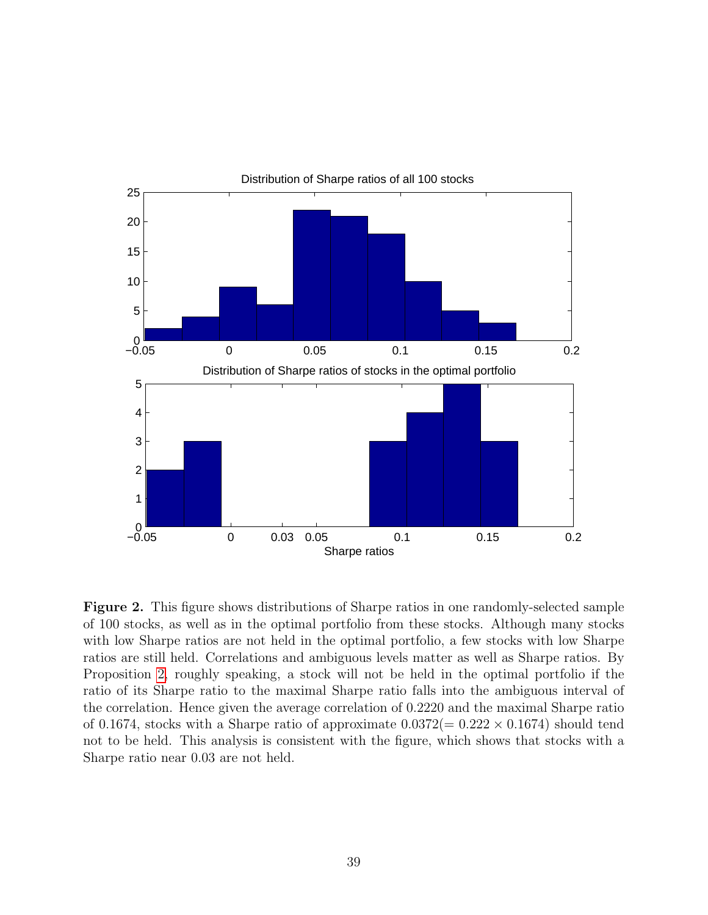**Figure 2.** This figure shows distributions of Sharpe ratios in one randomly-selected sample of 100 stocks, as well as in the optimal portfolio from these stocks. Although many stocks with low Sharpe ratios are not held in the optimal portfolio, a few stocks with low Sharpe ratios are still held. Correlations and ambiguous levels matter as well as Sharpe ratios. By Proposition 2, roughly speaking, a stock will not be held in the optimal portfolio if the ratio of its Sharpe ratio to the maximal Sharpe ratio falls into the ambiguous interval of the correlation. Hence given the average correlation of 0.2220 and the maximal Sharpe ratio of 0.1674, stocks with a Sharpe ratio of approximate $0.0372 (= 0.222 \times 0.1674)$ should tend not to be held. This analysis is consistent with the figure, which shows that stocks with a Sharpe ratio near 0.03 are not held.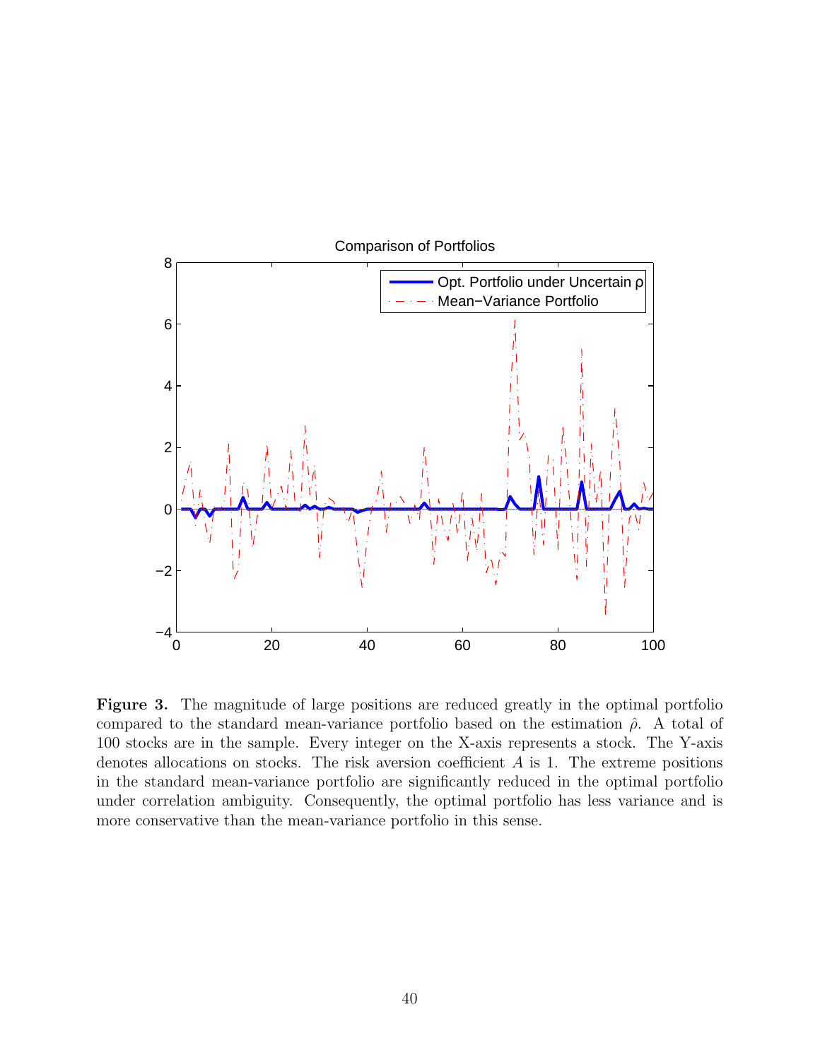**Figure 3.** The magnitude of large positions are reduced greatly in the optimal portfolio compared to the standard mean-variance portfolio based on the estimation $\hat{\rho}$. A total of 100 stocks are in the sample. Every integer on the X-axis represents a stock. The Y-axis denotes allocations on stocks. The risk aversion coefficient $A$ is 1. The extreme positions in the standard mean-variance portfolio are significantly reduced in the optimal portfolio under correlation ambiguity. Consequently, the optimal portfolio has less variance and is more conservative than the mean-variance portfolio in this sense.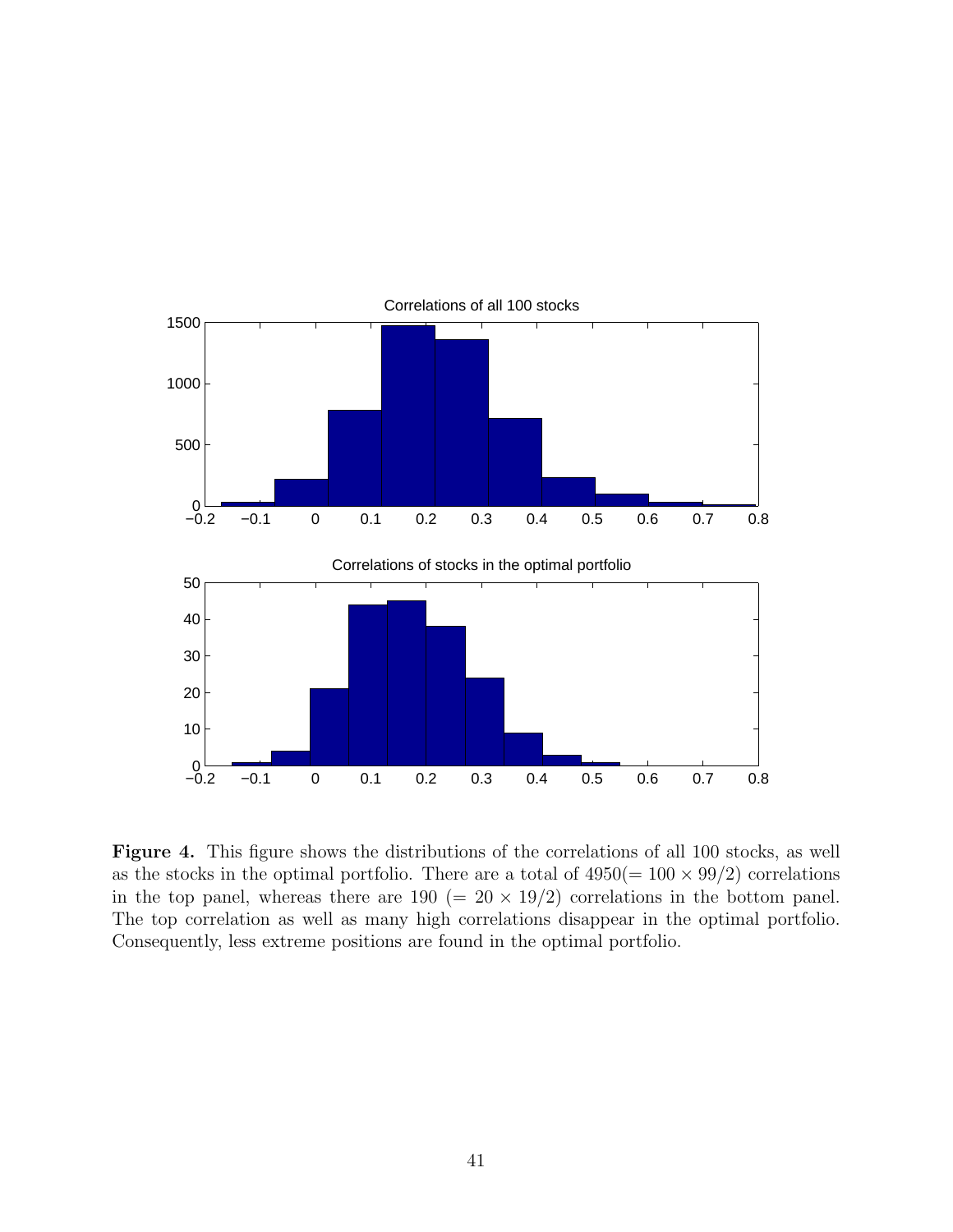**Figure 4.** This figure shows the distributions of the correlations of all 100 stocks, as well as the stocks in the optimal portfolio. There are a total of $4950 (= 100 \times 99/2)$ correlations in the top panel, whereas there are $190$ $(= 20 \times 19/2)$ correlations in the bottom panel. The top correlation as well as many high correlations disappear in the optimal portfolio. Consequently, less extreme positions are found in the optimal portfolio.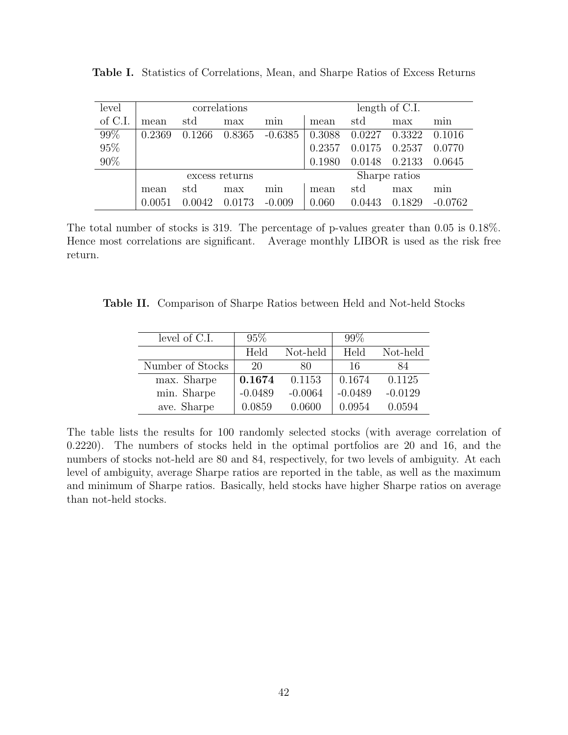**Table I.** Statistics of Correlations, Mean, and Sharpe Ratios of Excess Returns

| level | correlations | | | | length of C.I. | | | |
|---|---|---|---|---|---|---|---|---|
| of C.I. | mean | std | max | min | mean | std | max | min |
| 99% | 0.2369 | 0.1266 | 0.8365 | -0.6385 | 0.3088 | 0.0227 | 0.3322 | 0.1016 |
| 95% | | | | | 0.2357 | 0.0175 | 0.2537 | 0.0770 |
| 90% | | | | | 0.1980 | 0.0148 | 0.2133 | 0.0645 |
| | excess returns | | | | Sharpe ratios | | | |
| | mean | std | max | min | mean | std | max | min |
| | 0.0051 | 0.0042 | 0.0173 | -0.009 | 0.060 | 0.0443 | 0.1829 | -0.0762 |

The total number of stocks is 319. The percentage of p-values greater than 0.05 is 0.18%. Hence most correlations are significant. Average monthly LIBOR is used as the risk free return.

**Table II.** Comparison of Sharpe Ratios between Held and Not-held Stocks

| level of C.I. | 95% | | 99% | |
|---|---|---|---|---|
| | Held | Not-held | Held | Not-held |
| Number of Stocks | 20 | 80 | 16 | 84 |
| max. Sharpe | **0.1674** | 0.1153 | 0.1674 | 0.1125 |
| min. Sharpe | -0.0489 | -0.0064 | -0.0489 | -0.0129 |
| ave. Sharpe | 0.0859 | 0.0600 | 0.0954 | 0.0594 |

The table lists the results for 100 randomly selected stocks (with average correlation of 0.2220). The numbers of stocks held in the optimal portfolios are 20 and 16, and the numbers of stocks not-held are 80 and 84, respectively, for two levels of ambiguity. At each level of ambiguity, average Sharpe ratios are reported in the table, as well as the maximum and minimum of Sharpe ratios. Basically, held stocks have higher Sharpe ratios on average than not-held stocks.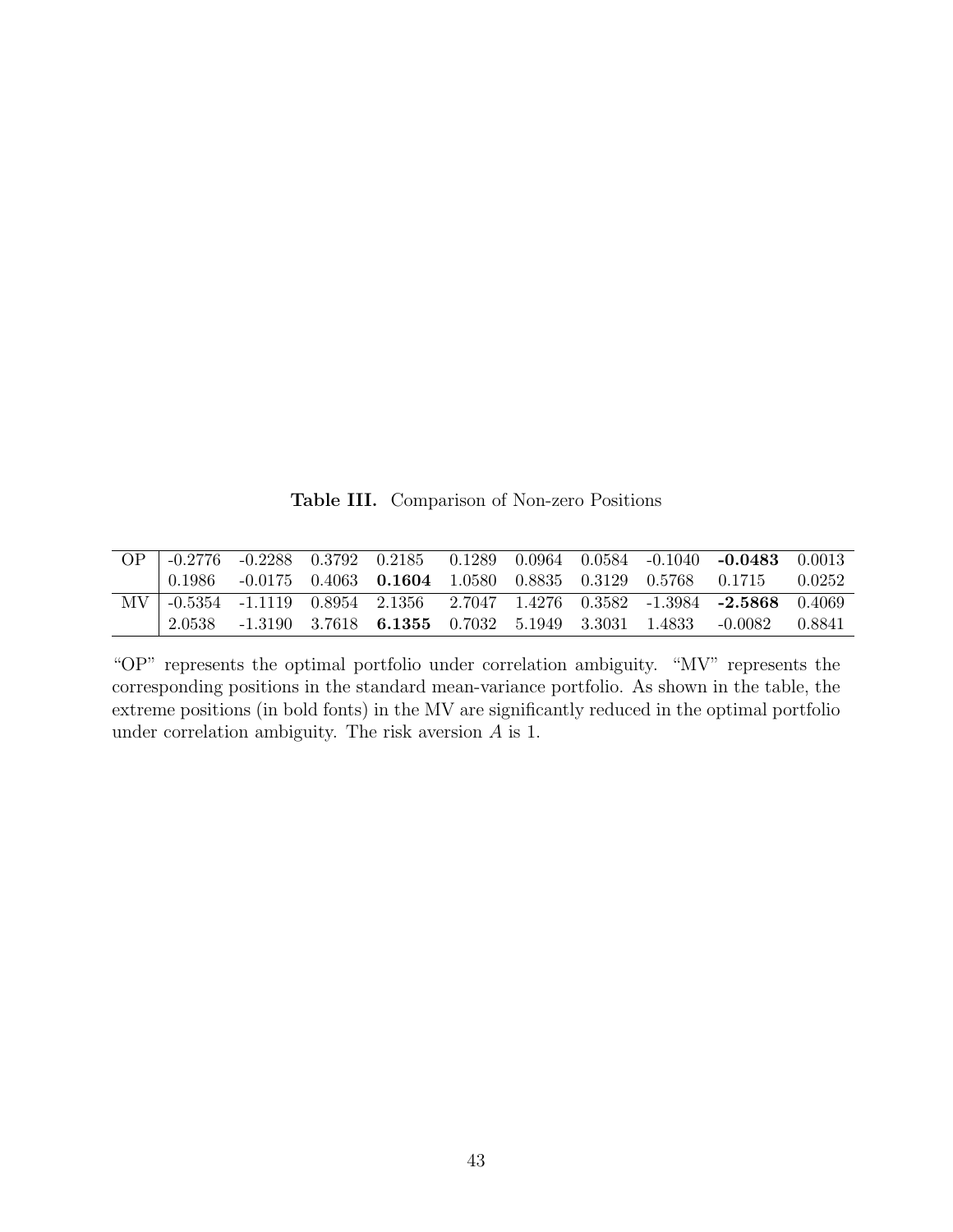**Table III.** Comparison of Non-zero Positions

| | | | | | | | | | | |
|---|---|---|---|---|---|---|---|---|---|---|
| OP | -0.2776 | -0.2288 | 0.3792 | 0.2185 | 0.1289 | 0.0964 | 0.0584 | -0.1040 | **-0.0483** | 0.0013 |
| | 0.1986 | -0.0175 | 0.4063 | **0.1604** | 1.0580 | 0.8835 | 0.3129 | 0.5768 | 0.1715 | 0.0252 |
| MV | -0.5354 | -1.1119 | 0.8954 | 2.1356 | 2.7047 | 1.4276 | 0.3582 | -1.3984 | **-2.5868** | 0.4069 |
| | 2.0538 | -1.3190 | 3.7618 | **6.1355** | 0.7032 | 5.1949 | 3.3031 | 1.4833 | -0.0082 | 0.8841 |

"OP" represents the optimal portfolio under correlation ambiguity. "MV" represents the corresponding positions in the standard mean-variance portfolio. As shown in the table, the extreme positions (in bold fonts) in the MV are significantly reduced in the optimal portfolio under correlation ambiguity. The risk aversion $A$ is 1.